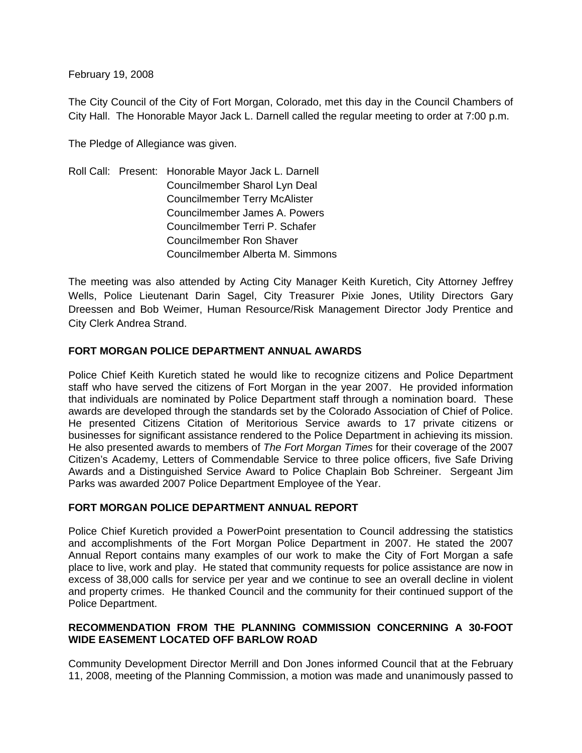February 19, 2008

The City Council of the City of Fort Morgan, Colorado, met this day in the Council Chambers of City Hall. The Honorable Mayor Jack L. Darnell called the regular meeting to order at 7:00 p.m.

The Pledge of Allegiance was given.

Roll Call: Present: Honorable Mayor Jack L. Darnell
Councilmember Sharol Lyn Deal
Councilmember Terry McAlister
Councilmember James A. Powers
Councilmember Terri P. Schafer
Councilmember Ron Shaver
Councilmember Alberta M. Simmons

The meeting was also attended by Acting City Manager Keith Kuretich, City Attorney Jeffrey Wells, Police Lieutenant Darin Sagel, City Treasurer Pixie Jones, Utility Directors Gary Dreessen and Bob Weimer, Human Resource/Risk Management Director Jody Prentice and City Clerk Andrea Strand.

**FORT MORGAN POLICE DEPARTMENT ANNUAL AWARDS**

Police Chief Keith Kuretich stated he would like to recognize citizens and Police Department staff who have served the citizens of Fort Morgan in the year 2007. He provided information that individuals are nominated by Police Department staff through a nomination board. These awards are developed through the standards set by the Colorado Association of Chief of Police. He presented Citizens Citation of Meritorious Service awards to 17 private citizens or businesses for significant assistance rendered to the Police Department in achieving its mission. He also presented awards to members of *The Fort Morgan Times* for their coverage of the 2007 Citizen's Academy, Letters of Commendable Service to three police officers, five Safe Driving Awards and a Distinguished Service Award to Police Chaplain Bob Schreiner. Sergeant Jim Parks was awarded 2007 Police Department Employee of the Year.

**FORT MORGAN POLICE DEPARTMENT ANNUAL REPORT**

Police Chief Kuretich provided a PowerPoint presentation to Council addressing the statistics and accomplishments of the Fort Morgan Police Department in 2007. He stated the 2007 Annual Report contains many examples of our work to make the City of Fort Morgan a safe place to live, work and play. He stated that community requests for police assistance are now in excess of 38,000 calls for service per year and we continue to see an overall decline in violent and property crimes. He thanked Council and the community for their continued support of the Police Department.

**RECOMMENDATION FROM THE PLANNING COMMISSION CONCERNING A 30-FOOT WIDE EASEMENT LOCATED OFF BARLOW ROAD**

Community Development Director Merrill and Don Jones informed Council that at the February 11, 2008, meeting of the Planning Commission, a motion was made and unanimously passed to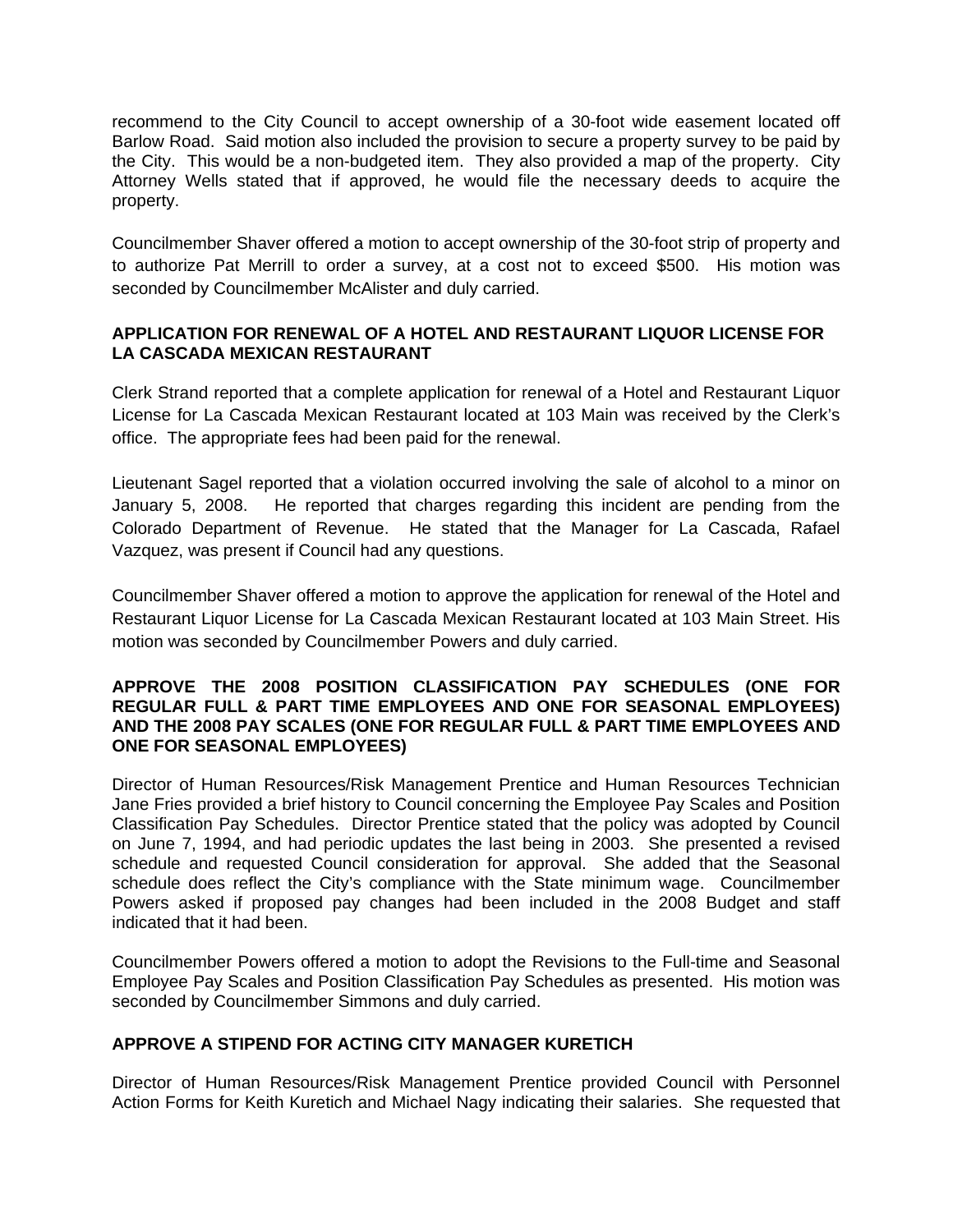recommend to the City Council to accept ownership of a 30-foot wide easement located off Barlow Road. Said motion also included the provision to secure a property survey to be paid by the City. This would be a non-budgeted item. They also provided a map of the property. City Attorney Wells stated that if approved, he would file the necessary deeds to acquire the property.

Councilmember Shaver offered a motion to accept ownership of the 30-foot strip of property and to authorize Pat Merrill to order a survey, at a cost not to exceed $500. His motion was seconded by Councilmember McAlister and duly carried.

**APPLICATION FOR RENEWAL OF A HOTEL AND RESTAURANT LIQUOR LICENSE FOR LA CASCADA MEXICAN RESTAURANT**

Clerk Strand reported that a complete application for renewal of a Hotel and Restaurant Liquor License for La Cascada Mexican Restaurant located at 103 Main was received by the Clerk's office. The appropriate fees had been paid for the renewal.

Lieutenant Sagel reported that a violation occurred involving the sale of alcohol to a minor on January 5, 2008. He reported that charges regarding this incident are pending from the Colorado Department of Revenue. He stated that the Manager for La Cascada, Rafael Vazquez, was present if Council had any questions.

Councilmember Shaver offered a motion to approve the application for renewal of the Hotel and Restaurant Liquor License for La Cascada Mexican Restaurant located at 103 Main Street. His motion was seconded by Councilmember Powers and duly carried.

**APPROVE THE 2008 POSITION CLASSIFICATION PAY SCHEDULES (ONE FOR REGULAR FULL & PART TIME EMPLOYEES AND ONE FOR SEASONAL EMPLOYEES) AND THE 2008 PAY SCALES (ONE FOR REGULAR FULL & PART TIME EMPLOYEES AND ONE FOR SEASONAL EMPLOYEES)**

Director of Human Resources/Risk Management Prentice and Human Resources Technician Jane Fries provided a brief history to Council concerning the Employee Pay Scales and Position Classification Pay Schedules. Director Prentice stated that the policy was adopted by Council on June 7, 1994, and had periodic updates the last being in 2003. She presented a revised schedule and requested Council consideration for approval. She added that the Seasonal schedule does reflect the City's compliance with the State minimum wage. Councilmember Powers asked if proposed pay changes had been included in the 2008 Budget and staff indicated that it had been.

Councilmember Powers offered a motion to adopt the Revisions to the Full-time and Seasonal Employee Pay Scales and Position Classification Pay Schedules as presented. His motion was seconded by Councilmember Simmons and duly carried.

**APPROVE A STIPEND FOR ACTING CITY MANAGER KURETICH**

Director of Human Resources/Risk Management Prentice provided Council with Personnel Action Forms for Keith Kuretich and Michael Nagy indicating their salaries. She requested that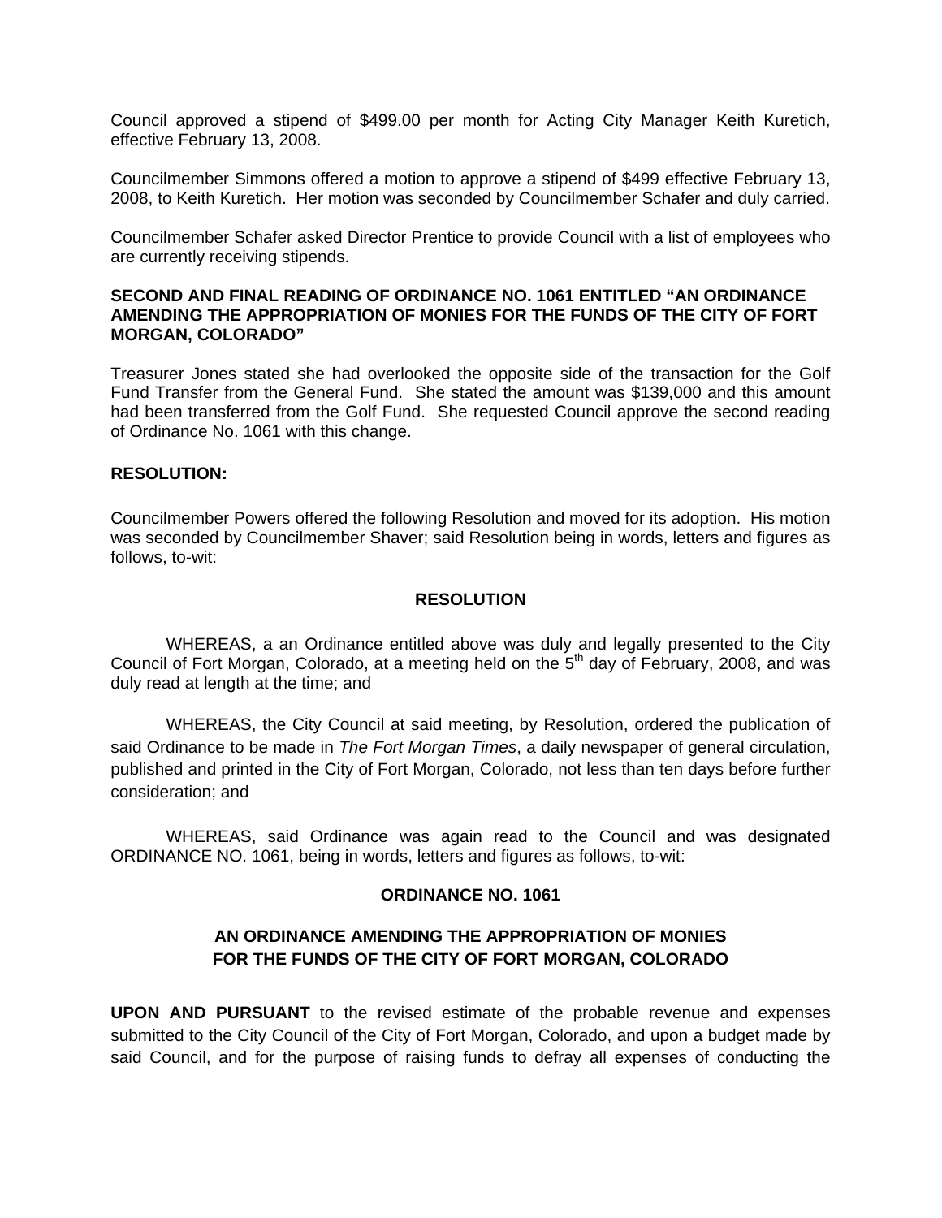Council approved a stipend of $499.00 per month for Acting City Manager Keith Kuretich, effective February 13, 2008.

Councilmember Simmons offered a motion to approve a stipend of $499 effective February 13, 2008, to Keith Kuretich. Her motion was seconded by Councilmember Schafer and duly carried.

Councilmember Schafer asked Director Prentice to provide Council with a list of employees who are currently receiving stipends.

**SECOND AND FINAL READING OF ORDINANCE NO. 1061 ENTITLED "AN ORDINANCE AMENDING THE APPROPRIATION OF MONIES FOR THE FUNDS OF THE CITY OF FORT MORGAN, COLORADO"**

Treasurer Jones stated she had overlooked the opposite side of the transaction for the Golf Fund Transfer from the General Fund. She stated the amount was $139,000 and this amount had been transferred from the Golf Fund. She requested Council approve the second reading of Ordinance No. 1061 with this change.

**RESOLUTION:**

Councilmember Powers offered the following Resolution and moved for its adoption. His motion was seconded by Councilmember Shaver; said Resolution being in words, letters and figures as follows, to-wit:

**RESOLUTION**

WHEREAS, a an Ordinance entitled above was duly and legally presented to the City Council of Fort Morgan, Colorado, at a meeting held on the 5th day of February, 2008, and was duly read at length at the time; and

WHEREAS, the City Council at said meeting, by Resolution, ordered the publication of said Ordinance to be made in *The Fort Morgan Times*, a daily newspaper of general circulation, published and printed in the City of Fort Morgan, Colorado, not less than ten days before further consideration; and

WHEREAS, said Ordinance was again read to the Council and was designated ORDINANCE NO. 1061, being in words, letters and figures as follows, to-wit:

**ORDINANCE NO. 1061**

**AN ORDINANCE AMENDING THE APPROPRIATION OF MONIES FOR THE FUNDS OF THE CITY OF FORT MORGAN, COLORADO**

**UPON AND PURSUANT** to the revised estimate of the probable revenue and expenses submitted to the City Council of the City of Fort Morgan, Colorado, and upon a budget made by said Council, and for the purpose of raising funds to defray all expenses of conducting the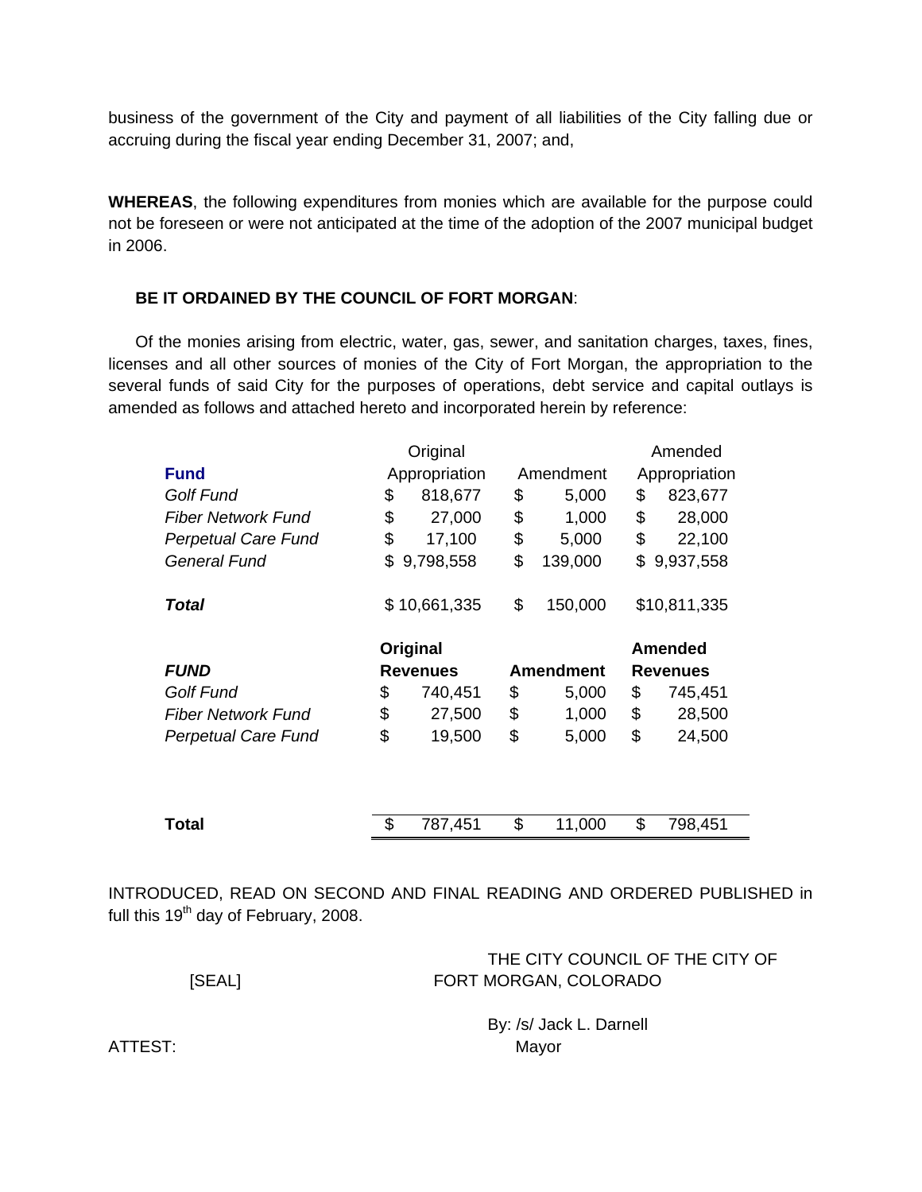business of the government of the City and payment of all liabilities of the City falling due or accruing during the fiscal year ending December 31, 2007; and,

**WHEREAS**, the following expenditures from monies which are available for the purpose could not be foreseen or were not anticipated at the time of the adoption of the 2007 municipal budget in 2006.

**BE IT ORDAINED BY THE COUNCIL OF FORT MORGAN**:

Of the monies arising from electric, water, gas, sewer, and sanitation charges, taxes, fines, licenses and all other sources of monies of the City of Fort Morgan, the appropriation to the several funds of said City for the purposes of operations, debt service and capital outlays is amended as follows and attached hereto and incorporated herein by reference:

| **Fund** | Original Appropriation | Amendment | Amended Appropriation |
|---|---|---|---|
| *Golf Fund* | $ 818,677 | $ 5,000 | $ 823,677 |
| *Fiber Network Fund* | $ 27,000 | $ 1,000 | $ 28,000 |
| *Perpetual Care Fund* | $ 17,100 | $ 5,000 | $ 22,100 |
| *General Fund* | $ 9,798,558 | $ 139,000 | $ 9,937,558 |
| ***Total*** | $ 10,661,335 | $ 150,000 | $10,811,335 |

| ***FUND*** | **Original Revenues** | **Amendment** | **Amended Revenues** |
|---|---|---|---|
| *Golf Fund* | $ 740,451 | $ 5,000 | $ 745,451 |
| *Fiber Network Fund* | $ 27,500 | $ 1,000 | $ 28,500 |
| *Perpetual Care Fund* | $ 19,500 | $ 5,000 | $ 24,500 |
| **Total** | $ 787,451 | $ 11,000 | $ 798,451 |

INTRODUCED, READ ON SECOND AND FINAL READING AND ORDERED PUBLISHED in full this 19th day of February, 2008.

THE CITY COUNCIL OF THE CITY OF FORT MORGAN, COLORADO

[SEAL]

By: /s/ Jack L. Darnell
Mayor

ATTEST: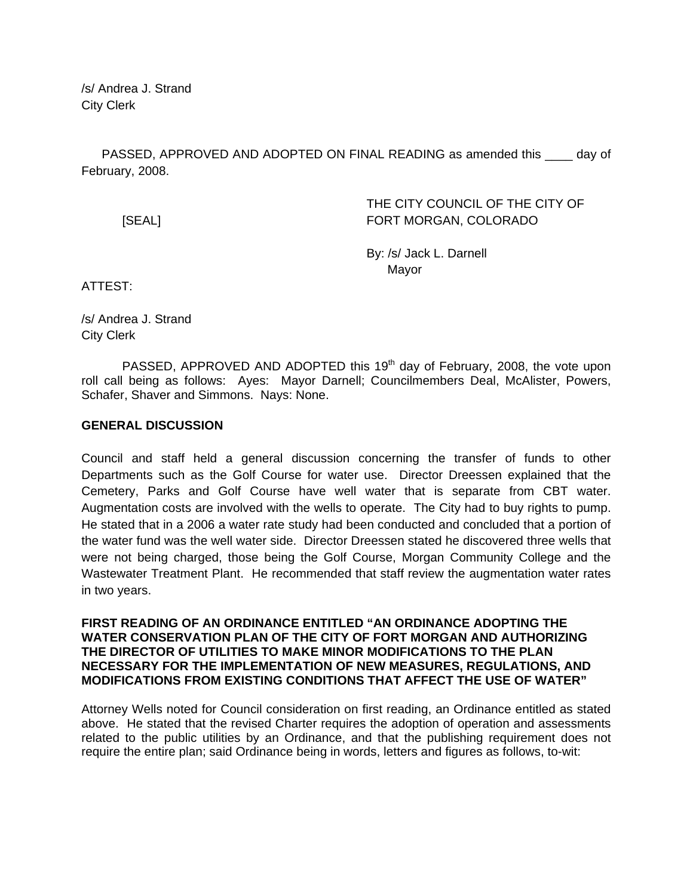/s/ Andrea J. Strand
City Clerk

PASSED, APPROVED AND ADOPTED ON FINAL READING as amended this ____ day of February, 2008.

[SEAL]

THE CITY COUNCIL OF THE CITY OF FORT MORGAN, COLORADO

By: /s/ Jack L. Darnell
Mayor

ATTEST:

/s/ Andrea J. Strand
City Clerk

PASSED, APPROVED AND ADOPTED this 19th day of February, 2008, the vote upon roll call being as follows: Ayes: Mayor Darnell; Councilmembers Deal, McAlister, Powers, Schafer, Shaver and Simmons. Nays: None.

**GENERAL DISCUSSION**

Council and staff held a general discussion concerning the transfer of funds to other Departments such as the Golf Course for water use. Director Dreessen explained that the Cemetery, Parks and Golf Course have well water that is separate from CBT water. Augmentation costs are involved with the wells to operate. The City had to buy rights to pump. He stated that in a 2006 a water rate study had been conducted and concluded that a portion of the water fund was the well water side. Director Dreessen stated he discovered three wells that were not being charged, those being the Golf Course, Morgan Community College and the Wastewater Treatment Plant. He recommended that staff review the augmentation water rates in two years.

**FIRST READING OF AN ORDINANCE ENTITLED "AN ORDINANCE ADOPTING THE WATER CONSERVATION PLAN OF THE CITY OF FORT MORGAN AND AUTHORIZING THE DIRECTOR OF UTILITIES TO MAKE MINOR MODIFICATIONS TO THE PLAN NECESSARY FOR THE IMPLEMENTATION OF NEW MEASURES, REGULATIONS, AND MODIFICATIONS FROM EXISTING CONDITIONS THAT AFFECT THE USE OF WATER"**

Attorney Wells noted for Council consideration on first reading, an Ordinance entitled as stated above. He stated that the revised Charter requires the adoption of operation and assessments related to the public utilities by an Ordinance, and that the publishing requirement does not require the entire plan; said Ordinance being in words, letters and figures as follows, to-wit: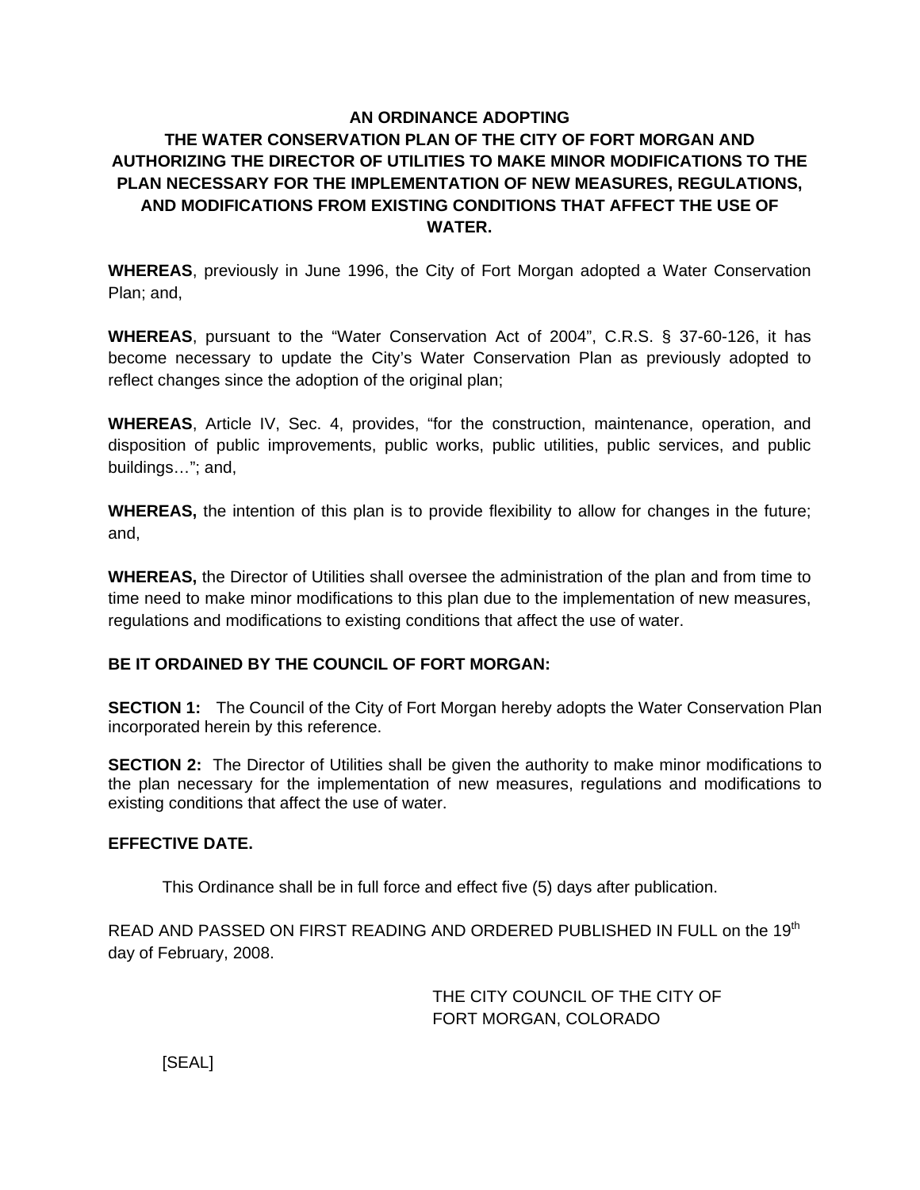**AN ORDINANCE ADOPTING THE WATER CONSERVATION PLAN OF THE CITY OF FORT MORGAN AND AUTHORIZING THE DIRECTOR OF UTILITIES TO MAKE MINOR MODIFICATIONS TO THE PLAN NECESSARY FOR THE IMPLEMENTATION OF NEW MEASURES, REGULATIONS, AND MODIFICATIONS FROM EXISTING CONDITIONS THAT AFFECT THE USE OF WATER.**

**WHEREAS**, previously in June 1996, the City of Fort Morgan adopted a Water Conservation Plan; and,

**WHEREAS**, pursuant to the "Water Conservation Act of 2004", C.R.S. § 37-60-126, it has become necessary to update the City's Water Conservation Plan as previously adopted to reflect changes since the adoption of the original plan;

**WHEREAS**, Article IV, Sec. 4, provides, "for the construction, maintenance, operation, and disposition of public improvements, public works, public utilities, public services, and public buildings…"; and,

**WHEREAS,** the intention of this plan is to provide flexibility to allow for changes in the future; and,

**WHEREAS,** the Director of Utilities shall oversee the administration of the plan and from time to time need to make minor modifications to this plan due to the implementation of new measures, regulations and modifications to existing conditions that affect the use of water.

**BE IT ORDAINED BY THE COUNCIL OF FORT MORGAN:**

**SECTION 1:** The Council of the City of Fort Morgan hereby adopts the Water Conservation Plan incorporated herein by this reference.

**SECTION 2:** The Director of Utilities shall be given the authority to make minor modifications to the plan necessary for the implementation of new measures, regulations and modifications to existing conditions that affect the use of water.

**EFFECTIVE DATE.**

This Ordinance shall be in full force and effect five (5) days after publication.

READ AND PASSED ON FIRST READING AND ORDERED PUBLISHED IN FULL on the 19th day of February, 2008.

THE CITY COUNCIL OF THE CITY OF FORT MORGAN, COLORADO

[SEAL]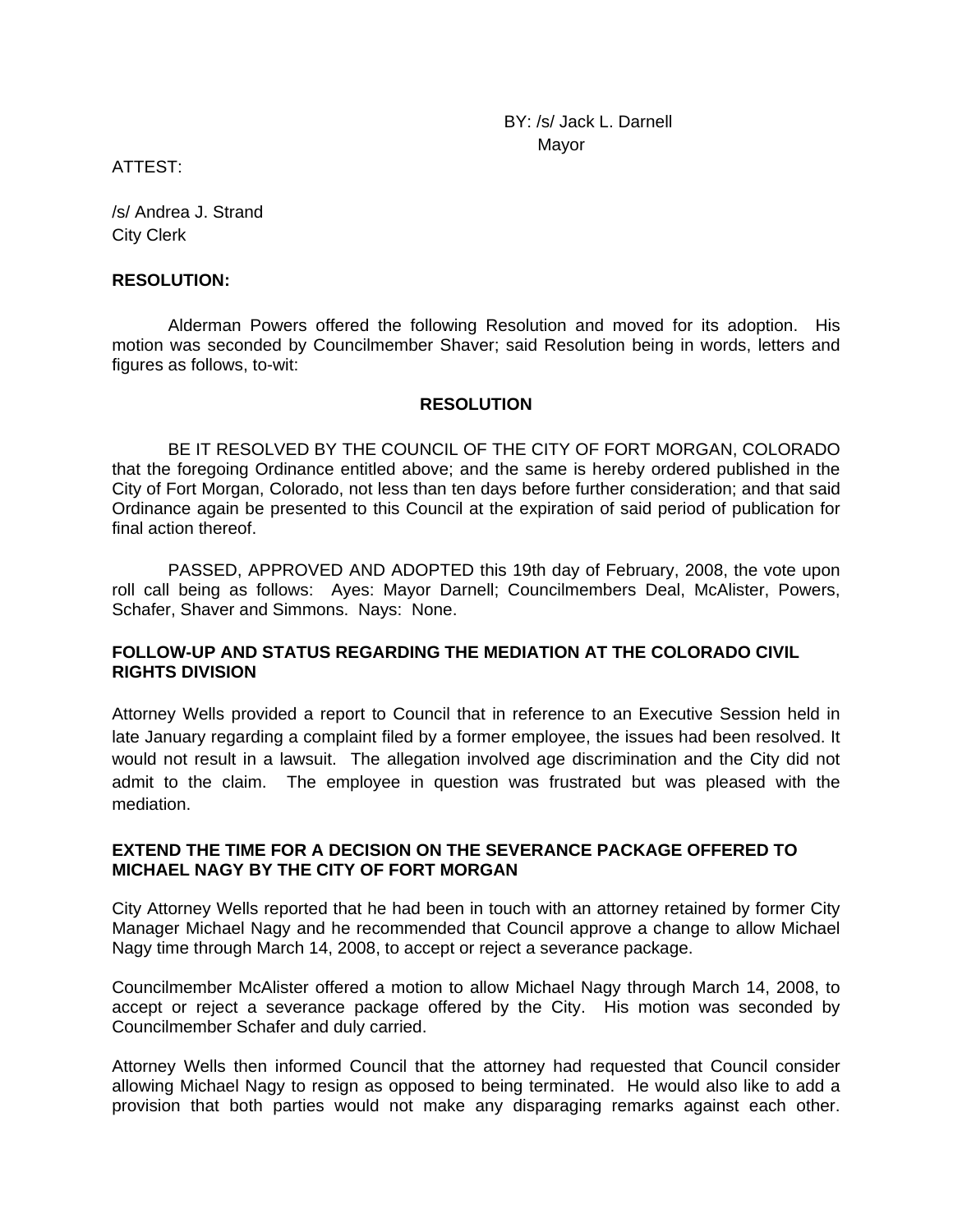BY: /s/ Jack L. Darnell
Mayor

ATTEST:

/s/ Andrea J. Strand
City Clerk

**RESOLUTION:**

Alderman Powers offered the following Resolution and moved for its adoption. His motion was seconded by Councilmember Shaver; said Resolution being in words, letters and figures as follows, to-wit:

**RESOLUTION**

BE IT RESOLVED BY THE COUNCIL OF THE CITY OF FORT MORGAN, COLORADO that the foregoing Ordinance entitled above; and the same is hereby ordered published in the City of Fort Morgan, Colorado, not less than ten days before further consideration; and that said Ordinance again be presented to this Council at the expiration of said period of publication for final action thereof.

PASSED, APPROVED AND ADOPTED this 19th day of February, 2008, the vote upon roll call being as follows: Ayes: Mayor Darnell; Councilmembers Deal, McAlister, Powers, Schafer, Shaver and Simmons. Nays: None.

**FOLLOW-UP AND STATUS REGARDING THE MEDIATION AT THE COLORADO CIVIL RIGHTS DIVISION**

Attorney Wells provided a report to Council that in reference to an Executive Session held in late January regarding a complaint filed by a former employee, the issues had been resolved. It would not result in a lawsuit. The allegation involved age discrimination and the City did not admit to the claim. The employee in question was frustrated but was pleased with the mediation.

**EXTEND THE TIME FOR A DECISION ON THE SEVERANCE PACKAGE OFFERED TO MICHAEL NAGY BY THE CITY OF FORT MORGAN**

City Attorney Wells reported that he had been in touch with an attorney retained by former City Manager Michael Nagy and he recommended that Council approve a change to allow Michael Nagy time through March 14, 2008, to accept or reject a severance package.

Councilmember McAlister offered a motion to allow Michael Nagy through March 14, 2008, to accept or reject a severance package offered by the City. His motion was seconded by Councilmember Schafer and duly carried.

Attorney Wells then informed Council that the attorney had requested that Council consider allowing Michael Nagy to resign as opposed to being terminated. He would also like to add a provision that both parties would not make any disparaging remarks against each other.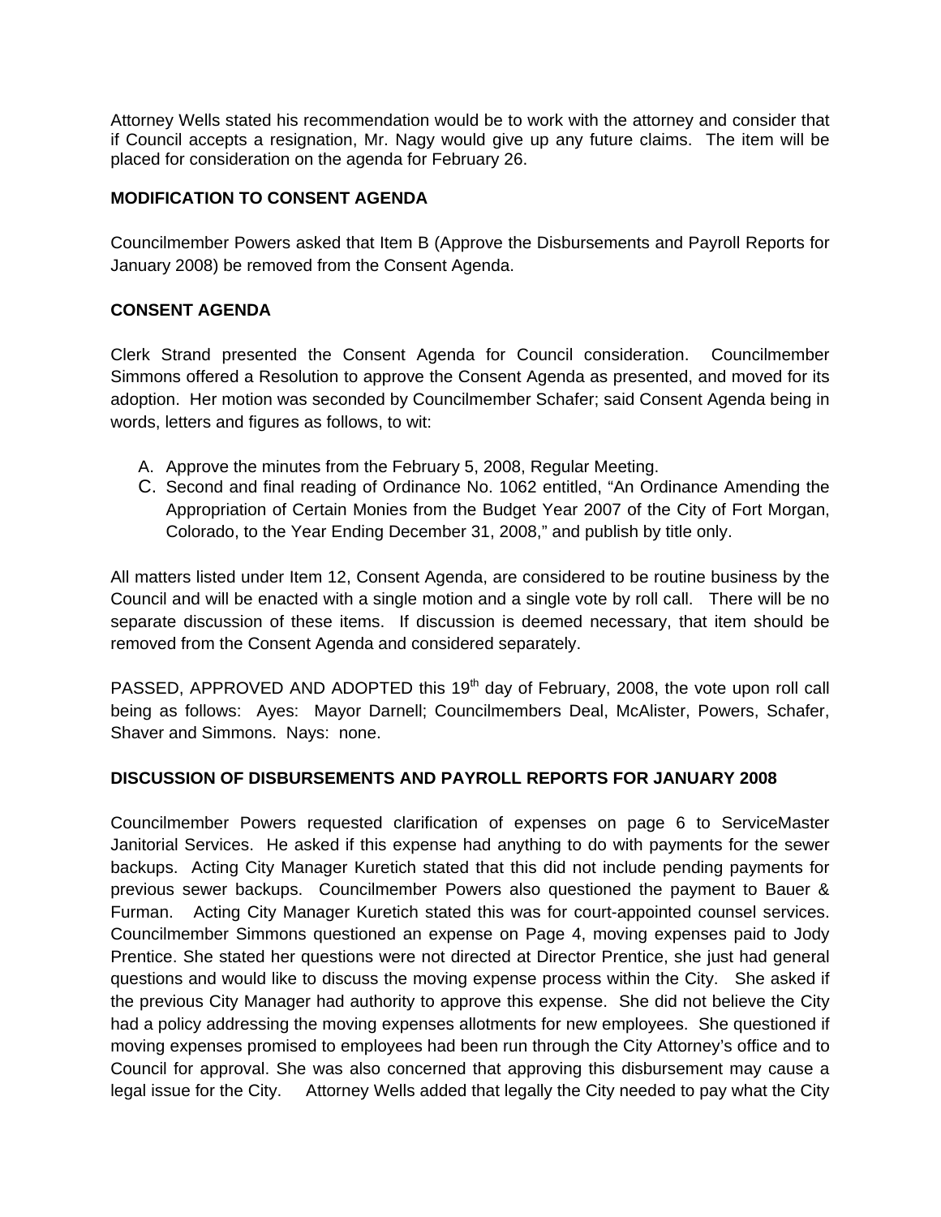Attorney Wells stated his recommendation would be to work with the attorney and consider that if Council accepts a resignation, Mr. Nagy would give up any future claims. The item will be placed for consideration on the agenda for February 26.

**MODIFICATION TO CONSENT AGENDA**

Councilmember Powers asked that Item B (Approve the Disbursements and Payroll Reports for January 2008) be removed from the Consent Agenda.

**CONSENT AGENDA**

Clerk Strand presented the Consent Agenda for Council consideration. Councilmember Simmons offered a Resolution to approve the Consent Agenda as presented, and moved for its adoption. Her motion was seconded by Councilmember Schafer; said Consent Agenda being in words, letters and figures as follows, to wit:

A. Approve the minutes from the February 5, 2008, Regular Meeting.
C. Second and final reading of Ordinance No. 1062 entitled, "An Ordinance Amending the Appropriation of Certain Monies from the Budget Year 2007 of the City of Fort Morgan, Colorado, to the Year Ending December 31, 2008," and publish by title only.

All matters listed under Item 12, Consent Agenda, are considered to be routine business by the Council and will be enacted with a single motion and a single vote by roll call. There will be no separate discussion of these items. If discussion is deemed necessary, that item should be removed from the Consent Agenda and considered separately.

PASSED, APPROVED AND ADOPTED this 19th day of February, 2008, the vote upon roll call being as follows: Ayes: Mayor Darnell; Councilmembers Deal, McAlister, Powers, Schafer, Shaver and Simmons. Nays: none.

**DISCUSSION OF DISBURSEMENTS AND PAYROLL REPORTS FOR JANUARY 2008**

Councilmember Powers requested clarification of expenses on page 6 to ServiceMaster Janitorial Services. He asked if this expense had anything to do with payments for the sewer backups. Acting City Manager Kuretich stated that this did not include pending payments for previous sewer backups. Councilmember Powers also questioned the payment to Bauer & Furman. Acting City Manager Kuretich stated this was for court-appointed counsel services. Councilmember Simmons questioned an expense on Page 4, moving expenses paid to Jody Prentice. She stated her questions were not directed at Director Prentice, she just had general questions and would like to discuss the moving expense process within the City. She asked if the previous City Manager had authority to approve this expense. She did not believe the City had a policy addressing the moving expenses allotments for new employees. She questioned if moving expenses promised to employees had been run through the City Attorney's office and to Council for approval. She was also concerned that approving this disbursement may cause a legal issue for the City. Attorney Wells added that legally the City needed to pay what the City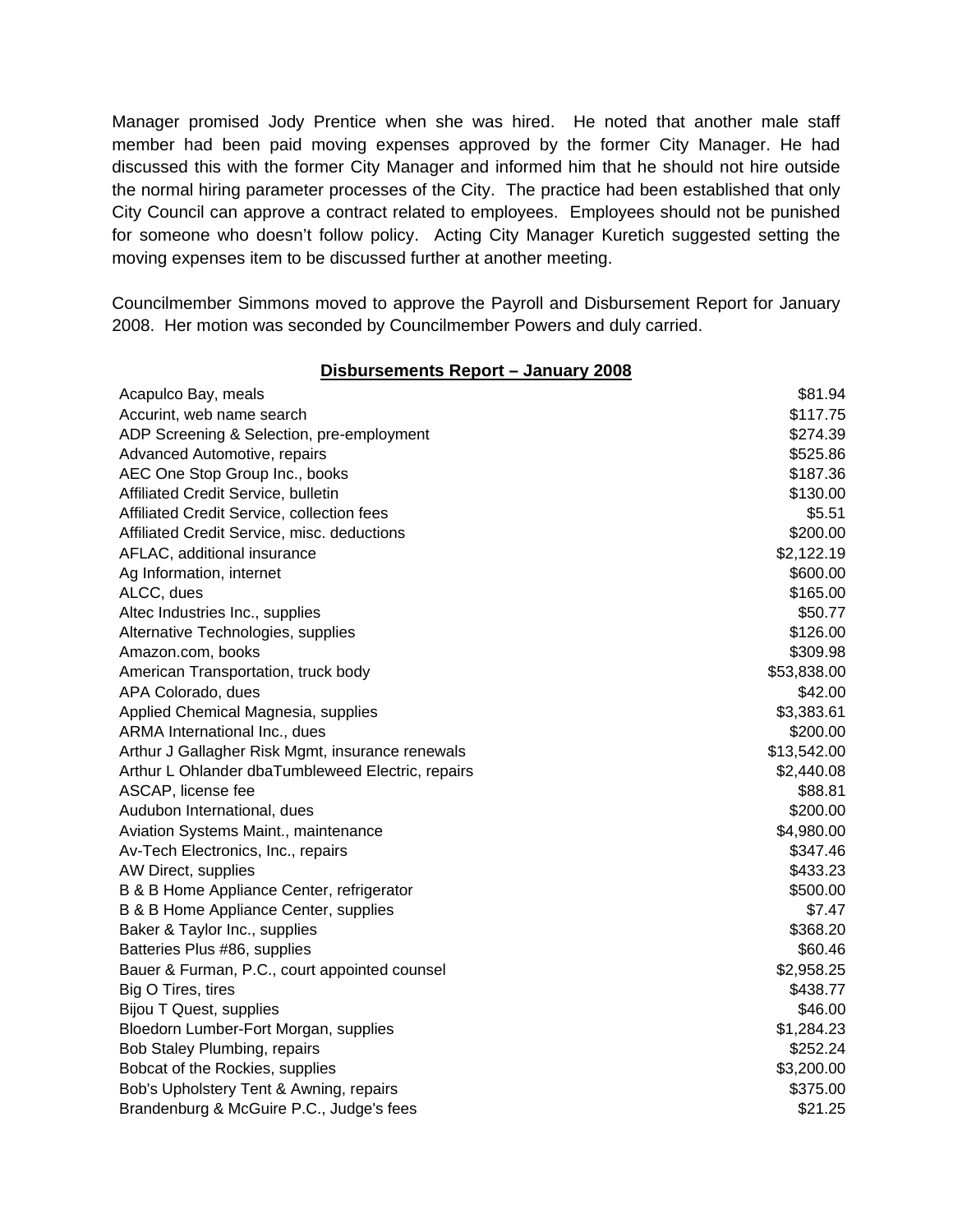Manager promised Jody Prentice when she was hired. He noted that another male staff member had been paid moving expenses approved by the former City Manager. He had discussed this with the former City Manager and informed him that he should not hire outside the normal hiring parameter processes of the City. The practice had been established that only City Council can approve a contract related to employees. Employees should not be punished for someone who doesn't follow policy. Acting City Manager Kuretich suggested setting the moving expenses item to be discussed further at another meeting.

Councilmember Simmons moved to approve the Payroll and Disbursement Report for January 2008. Her motion was seconded by Councilmember Powers and duly carried.

**Disbursements Report – January 2008**

| | |
|---|---:|
| Acapulco Bay, meals | $81.94 |
| Accurint, web name search | $117.75 |
| ADP Screening & Selection, pre-employment | $274.39 |
| Advanced Automotive, repairs | $525.86 |
| AEC One Stop Group Inc., books | $187.36 |
| Affiliated Credit Service, bulletin | $130.00 |
| Affiliated Credit Service, collection fees | $5.51 |
| Affiliated Credit Service, misc. deductions | $200.00 |
| AFLAC, additional insurance | $2,122.19 |
| Ag Information, internet | $600.00 |
| ALCC, dues | $165.00 |
| Altec Industries Inc., supplies | $50.77 |
| Alternative Technologies, supplies | $126.00 |
| Amazon.com, books | $309.98 |
| American Transportation, truck body | $53,838.00 |
| APA Colorado, dues | $42.00 |
| Applied Chemical Magnesia, supplies | $3,383.61 |
| ARMA International Inc., dues | $200.00 |
| Arthur J Gallagher Risk Mgmt, insurance renewals | $13,542.00 |
| Arthur L Ohlander dbaTumbleweed Electric, repairs | $2,440.08 |
| ASCAP, license fee | $88.81 |
| Audubon International, dues | $200.00 |
| Aviation Systems Maint., maintenance | $4,980.00 |
| Av-Tech Electronics, Inc., repairs | $347.46 |
| AW Direct, supplies | $433.23 |
| B & B Home Appliance Center, refrigerator | $500.00 |
| B & B Home Appliance Center, supplies | $7.47 |
| Baker & Taylor Inc., supplies | $368.20 |
| Batteries Plus #86, supplies | $60.46 |
| Bauer & Furman, P.C., court appointed counsel | $2,958.25 |
| Big O Tires, tires | $438.77 |
| Bijou T Quest, supplies | $46.00 |
| Bloedorn Lumber-Fort Morgan, supplies | $1,284.23 |
| Bob Staley Plumbing, repairs | $252.24 |
| Bobcat of the Rockies, supplies | $3,200.00 |
| Bob's Upholstery Tent & Awning, repairs | $375.00 |
| Brandenburg & McGuire P.C., Judge's fees | $21.25 |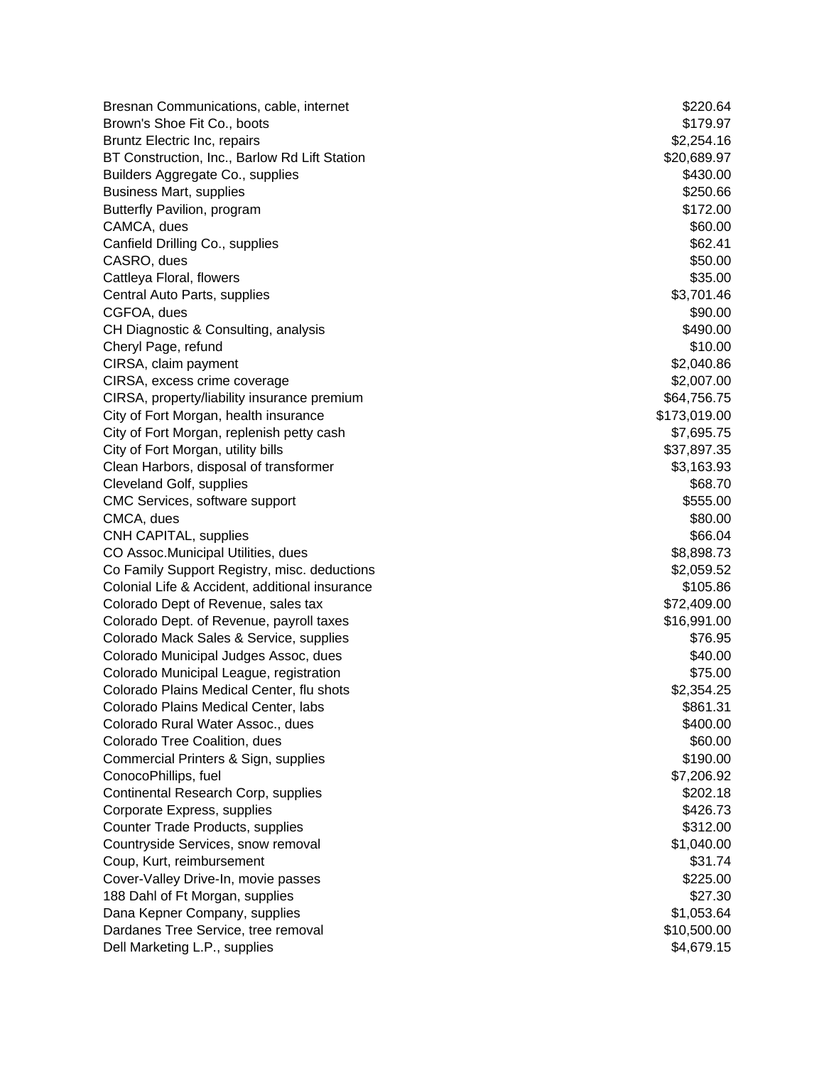| | |
|---|---|
| Bresnan Communications, cable, internet | $220.64 |
| Brown's Shoe Fit Co., boots | $179.97 |
| Bruntz Electric Inc, repairs | $2,254.16 |
| BT Construction, Inc., Barlow Rd Lift Station | $20,689.97 |
| Builders Aggregate Co., supplies | $430.00 |
| Business Mart, supplies | $250.66 |
| Butterfly Pavilion, program | $172.00 |
| CAMCA, dues | $60.00 |
| Canfield Drilling Co., supplies | $62.41 |
| CASRO, dues | $50.00 |
| Cattleya Floral, flowers | $35.00 |
| Central Auto Parts, supplies | $3,701.46 |
| CGFOA, dues | $90.00 |
| CH Diagnostic & Consulting, analysis | $490.00 |
| Cheryl Page, refund | $10.00 |
| CIRSA, claim payment | $2,040.86 |
| CIRSA, excess crime coverage | $2,007.00 |
| CIRSA, property/liability insurance premium | $64,756.75 |
| City of Fort Morgan, health insurance | $173,019.00 |
| City of Fort Morgan, replenish petty cash | $7,695.75 |
| City of Fort Morgan, utility bills | $37,897.35 |
| Clean Harbors, disposal of transformer | $3,163.93 |
| Cleveland Golf, supplies | $68.70 |
| CMC Services, software support | $555.00 |
| CMCA, dues | $80.00 |
| CNH CAPITAL, supplies | $66.04 |
| CO Assoc.Municipal Utilities, dues | $8,898.73 |
| Co Family Support Registry, misc. deductions | $2,059.52 |
| Colonial Life & Accident, additional insurance | $105.86 |
| Colorado Dept of Revenue, sales tax | $72,409.00 |
| Colorado Dept. of Revenue, payroll taxes | $16,991.00 |
| Colorado Mack Sales & Service, supplies | $76.95 |
| Colorado Municipal Judges Assoc, dues | $40.00 |
| Colorado Municipal League, registration | $75.00 |
| Colorado Plains Medical Center, flu shots | $2,354.25 |
| Colorado Plains Medical Center, labs | $861.31 |
| Colorado Rural Water Assoc., dues | $400.00 |
| Colorado Tree Coalition, dues | $60.00 |
| Commercial Printers & Sign, supplies | $190.00 |
| ConocoPhillips, fuel | $7,206.92 |
| Continental Research Corp, supplies | $202.18 |
| Corporate Express, supplies | $426.73 |
| Counter Trade Products, supplies | $312.00 |
| Countryside Services, snow removal | $1,040.00 |
| Coup, Kurt, reimbursement | $31.74 |
| Cover-Valley Drive-In, movie passes | $225.00 |
| 188 Dahl of Ft Morgan, supplies | $27.30 |
| Dana Kepner Company, supplies | $1,053.64 |
| Dardanes Tree Service, tree removal | $10,500.00 |
| Dell Marketing L.P., supplies | $4,679.15 |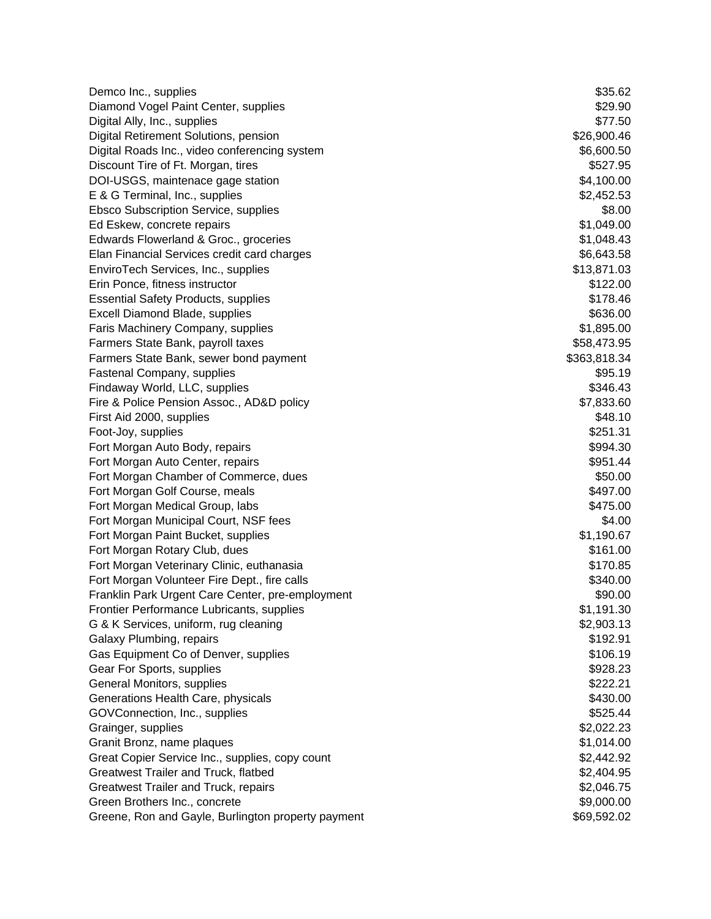| | |
|---|---|
| Demco Inc., supplies | $35.62 |
| Diamond Vogel Paint Center, supplies | $29.90 |
| Digital Ally, Inc., supplies | $77.50 |
| Digital Retirement Solutions, pension | $26,900.46 |
| Digital Roads Inc., video conferencing system | $6,600.50 |
| Discount Tire of Ft. Morgan, tires | $527.95 |
| DOI-USGS, maintenace gage station | $4,100.00 |
| E & G Terminal, Inc., supplies | $2,452.53 |
| Ebsco Subscription Service, supplies | $8.00 |
| Ed Eskew, concrete repairs | $1,049.00 |
| Edwards Flowerland & Groc., groceries | $1,048.43 |
| Elan Financial Services credit card charges | $6,643.58 |
| EnviroTech Services, Inc., supplies | $13,871.03 |
| Erin Ponce, fitness instructor | $122.00 |
| Essential Safety Products, supplies | $178.46 |
| Excell Diamond Blade, supplies | $636.00 |
| Faris Machinery Company, supplies | $1,895.00 |
| Farmers State Bank, payroll taxes | $58,473.95 |
| Farmers State Bank, sewer bond payment | $363,818.34 |
| Fastenal Company, supplies | $95.19 |
| Findaway World, LLC, supplies | $346.43 |
| Fire & Police Pension Assoc., AD&D policy | $7,833.60 |
| First Aid 2000, supplies | $48.10 |
| Foot-Joy, supplies | $251.31 |
| Fort Morgan Auto Body, repairs | $994.30 |
| Fort Morgan Auto Center, repairs | $951.44 |
| Fort Morgan Chamber of Commerce, dues | $50.00 |
| Fort Morgan Golf Course, meals | $497.00 |
| Fort Morgan Medical Group, labs | $475.00 |
| Fort Morgan Municipal Court, NSF fees | $4.00 |
| Fort Morgan Paint Bucket, supplies | $1,190.67 |
| Fort Morgan Rotary Club, dues | $161.00 |
| Fort Morgan Veterinary Clinic, euthanasia | $170.85 |
| Fort Morgan Volunteer Fire Dept., fire calls | $340.00 |
| Franklin Park Urgent Care Center, pre-employment | $90.00 |
| Frontier Performance Lubricants, supplies | $1,191.30 |
| G & K Services, uniform, rug cleaning | $2,903.13 |
| Galaxy Plumbing, repairs | $192.91 |
| Gas Equipment Co of Denver, supplies | $106.19 |
| Gear For Sports, supplies | $928.23 |
| General Monitors, supplies | $222.21 |
| Generations Health Care, physicals | $430.00 |
| GOVConnection, Inc., supplies | $525.44 |
| Grainger, supplies | $2,022.23 |
| Granit Bronz, name plaques | $1,014.00 |
| Great Copier Service Inc., supplies, copy count | $2,442.92 |
| Greatwest Trailer and Truck, flatbed | $2,404.95 |
| Greatwest Trailer and Truck, repairs | $2,046.75 |
| Green Brothers Inc., concrete | $9,000.00 |
| Greene, Ron and Gayle, Burlington property payment | $69,592.02 |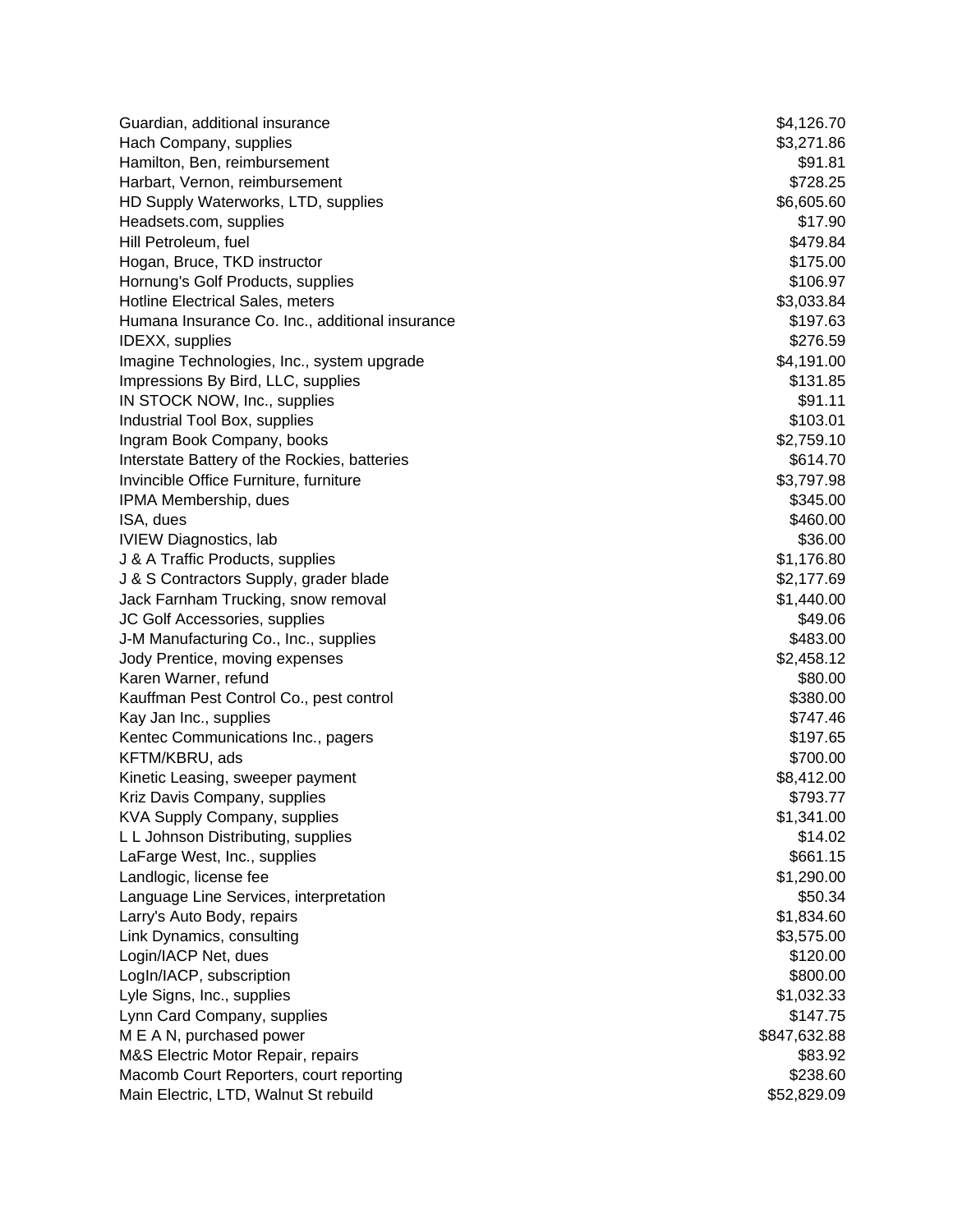| | |
|---|---|
| Guardian, additional insurance | $4,126.70 |
| Hach Company, supplies | $3,271.86 |
| Hamilton, Ben, reimbursement | $91.81 |
| Harbart, Vernon, reimbursement | $728.25 |
| HD Supply Waterworks, LTD, supplies | $6,605.60 |
| Headsets.com, supplies | $17.90 |
| Hill Petroleum, fuel | $479.84 |
| Hogan, Bruce, TKD instructor | $175.00 |
| Hornung's Golf Products, supplies | $106.97 |
| Hotline Electrical Sales, meters | $3,033.84 |
| Humana Insurance Co. Inc., additional insurance | $197.63 |
| IDEXX, supplies | $276.59 |
| Imagine Technologies, Inc., system upgrade | $4,191.00 |
| Impressions By Bird, LLC, supplies | $131.85 |
| IN STOCK NOW, Inc., supplies | $91.11 |
| Industrial Tool Box, supplies | $103.01 |
| Ingram Book Company, books | $2,759.10 |
| Interstate Battery of the Rockies, batteries | $614.70 |
| Invincible Office Furniture, furniture | $3,797.98 |
| IPMA Membership, dues | $345.00 |
| ISA, dues | $460.00 |
| IVIEW Diagnostics, lab | $36.00 |
| J & A Traffic Products, supplies | $1,176.80 |
| J & S Contractors Supply, grader blade | $2,177.69 |
| Jack Farnham Trucking, snow removal | $1,440.00 |
| JC Golf Accessories, supplies | $49.06 |
| J-M Manufacturing Co., Inc., supplies | $483.00 |
| Jody Prentice, moving expenses | $2,458.12 |
| Karen Warner, refund | $80.00 |
| Kauffman Pest Control Co., pest control | $380.00 |
| Kay Jan Inc., supplies | $747.46 |
| Kentec Communications Inc., pagers | $197.65 |
| KFTM/KBRU, ads | $700.00 |
| Kinetic Leasing, sweeper payment | $8,412.00 |
| Kriz Davis Company, supplies | $793.77 |
| KVA Supply Company, supplies | $1,341.00 |
| L L Johnson Distributing, supplies | $14.02 |
| LaFarge West, Inc., supplies | $661.15 |
| Landlogic, license fee | $1,290.00 |
| Language Line Services, interpretation | $50.34 |
| Larry's Auto Body, repairs | $1,834.60 |
| Link Dynamics, consulting | $3,575.00 |
| Login/IACP Net, dues | $120.00 |
| LogIn/IACP, subscription | $800.00 |
| Lyle Signs, Inc., supplies | $1,032.33 |
| Lynn Card Company, supplies | $147.75 |
| M E A N, purchased power | $847,632.88 |
| M&S Electric Motor Repair, repairs | $83.92 |
| Macomb Court Reporters, court reporting | $238.60 |
| Main Electric, LTD, Walnut St rebuild | $52,829.09 |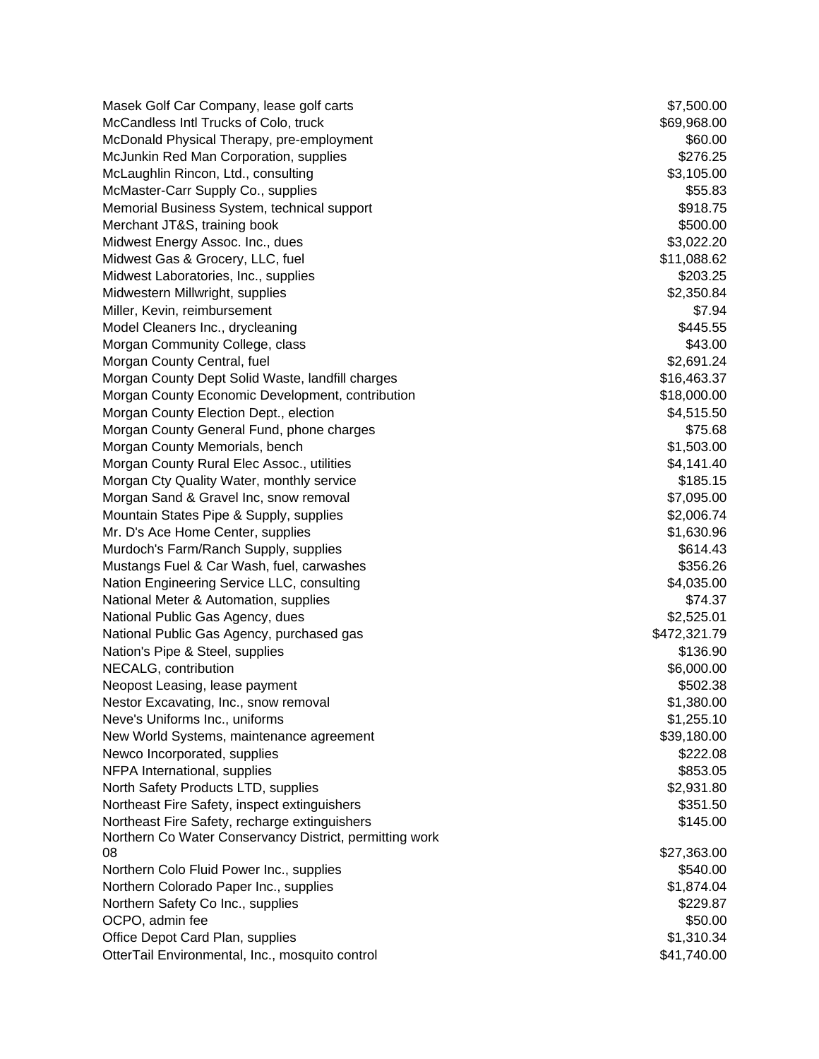| | |
|---|---|
| Masek Golf Car Company, lease golf carts | $7,500.00 |
| McCandless Intl Trucks of Colo, truck | $69,968.00 |
| McDonald Physical Therapy, pre-employment | $60.00 |
| McJunkin Red Man Corporation, supplies | $276.25 |
| McLaughlin Rincon, Ltd., consulting | $3,105.00 |
| McMaster-Carr Supply Co., supplies | $55.83 |
| Memorial Business System, technical support | $918.75 |
| Merchant JT&S, training book | $500.00 |
| Midwest Energy Assoc. Inc., dues | $3,022.20 |
| Midwest Gas & Grocery, LLC, fuel | $11,088.62 |
| Midwest Laboratories, Inc., supplies | $203.25 |
| Midwestern Millwright, supplies | $2,350.84 |
| Miller, Kevin, reimbursement | $7.94 |
| Model Cleaners Inc., drycleaning | $445.55 |
| Morgan Community College, class | $43.00 |
| Morgan County Central, fuel | $2,691.24 |
| Morgan County Dept Solid Waste, landfill charges | $16,463.37 |
| Morgan County Economic Development, contribution | $18,000.00 |
| Morgan County Election Dept., election | $4,515.50 |
| Morgan County General Fund, phone charges | $75.68 |
| Morgan County Memorials, bench | $1,503.00 |
| Morgan County Rural Elec Assoc., utilities | $4,141.40 |
| Morgan Cty Quality Water, monthly service | $185.15 |
| Morgan Sand & Gravel Inc, snow removal | $7,095.00 |
| Mountain States Pipe & Supply, supplies | $2,006.74 |
| Mr. D's Ace Home Center, supplies | $1,630.96 |
| Murdoch's Farm/Ranch Supply, supplies | $614.43 |
| Mustangs Fuel & Car Wash, fuel, carwashes | $356.26 |
| Nation Engineering Service LLC, consulting | $4,035.00 |
| National Meter & Automation, supplies | $74.37 |
| National Public Gas Agency, dues | $2,525.01 |
| National Public Gas Agency, purchased gas | $472,321.79 |
| Nation's Pipe & Steel, supplies | $136.90 |
| NECALG, contribution | $6,000.00 |
| Neopost Leasing, lease payment | $502.38 |
| Nestor Excavating, Inc., snow removal | $1,380.00 |
| Neve's Uniforms Inc., uniforms | $1,255.10 |
| New World Systems, maintenance agreement | $39,180.00 |
| Newco Incorporated, supplies | $222.08 |
| NFPA International, supplies | $853.05 |
| North Safety Products LTD, supplies | $2,931.80 |
| Northeast Fire Safety, inspect extinguishers | $351.50 |
| Northeast Fire Safety, recharge extinguishers | $145.00 |
| Northern Co Water Conservancy District, permitting work 08 | $27,363.00 |
| Northern Colo Fluid Power Inc., supplies | $540.00 |
| Northern Colorado Paper Inc., supplies | $1,874.04 |
| Northern Safety Co Inc., supplies | $229.87 |
| OCPO, admin fee | $50.00 |
| Office Depot Card Plan, supplies | $1,310.34 |
| OtterTail Environmental, Inc., mosquito control | $41,740.00 |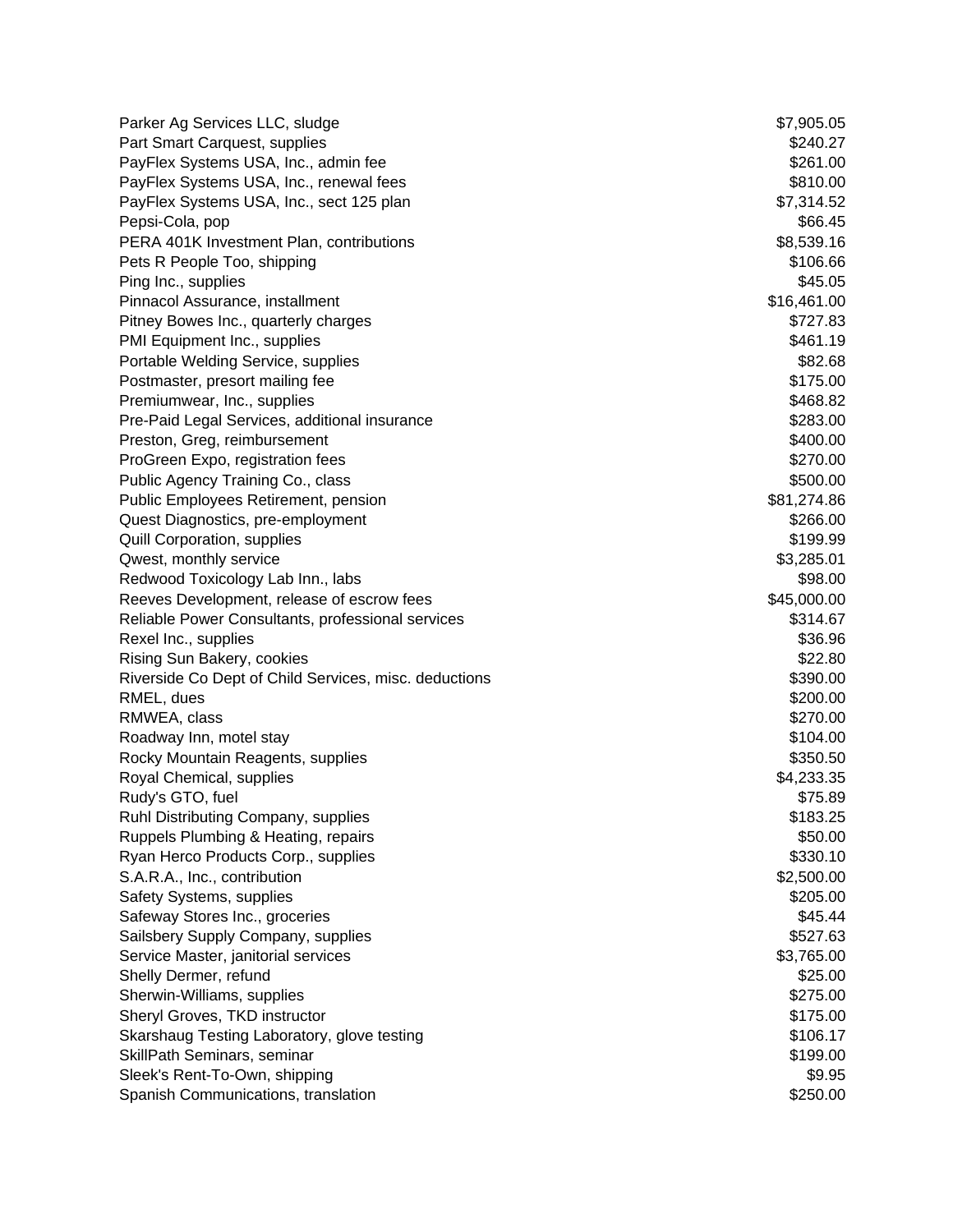| | |
|---|---|
| Parker Ag Services LLC, sludge | $7,905.05 |
| Part Smart Carquest, supplies | $240.27 |
| PayFlex Systems USA, Inc., admin fee | $261.00 |
| PayFlex Systems USA, Inc., renewal fees | $810.00 |
| PayFlex Systems USA, Inc., sect 125 plan | $7,314.52 |
| Pepsi-Cola, pop | $66.45 |
| PERA 401K Investment Plan, contributions | $8,539.16 |
| Pets R People Too, shipping | $106.66 |
| Ping Inc., supplies | $45.05 |
| Pinnacol Assurance, installment | $16,461.00 |
| Pitney Bowes Inc., quarterly charges | $727.83 |
| PMI Equipment Inc., supplies | $461.19 |
| Portable Welding Service, supplies | $82.68 |
| Postmaster, presort mailing fee | $175.00 |
| Premiumwear, Inc., supplies | $468.82 |
| Pre-Paid Legal Services, additional insurance | $283.00 |
| Preston, Greg, reimbursement | $400.00 |
| ProGreen Expo, registration fees | $270.00 |
| Public Agency Training Co., class | $500.00 |
| Public Employees Retirement, pension | $81,274.86 |
| Quest Diagnostics, pre-employment | $266.00 |
| Quill Corporation, supplies | $199.99 |
| Qwest, monthly service | $3,285.01 |
| Redwood Toxicology Lab Inn., labs | $98.00 |
| Reeves Development, release of escrow fees | $45,000.00 |
| Reliable Power Consultants, professional services | $314.67 |
| Rexel Inc., supplies | $36.96 |
| Rising Sun Bakery, cookies | $22.80 |
| Riverside Co Dept of Child Services, misc. deductions | $390.00 |
| RMEL, dues | $200.00 |
| RMWEA, class | $270.00 |
| Roadway Inn, motel stay | $104.00 |
| Rocky Mountain Reagents, supplies | $350.50 |
| Royal Chemical, supplies | $4,233.35 |
| Rudy's GTO, fuel | $75.89 |
| Ruhl Distributing Company, supplies | $183.25 |
| Ruppels Plumbing & Heating, repairs | $50.00 |
| Ryan Herco Products Corp., supplies | $330.10 |
| S.A.R.A., Inc., contribution | $2,500.00 |
| Safety Systems, supplies | $205.00 |
| Safeway Stores Inc., groceries | $45.44 |
| Sailsbery Supply Company, supplies | $527.63 |
| Service Master, janitorial services | $3,765.00 |
| Shelly Dermer, refund | $25.00 |
| Sherwin-Williams, supplies | $275.00 |
| Sheryl Groves, TKD instructor | $175.00 |
| Skarshaug Testing Laboratory, glove testing | $106.17 |
| SkillPath Seminars, seminar | $199.00 |
| Sleek's Rent-To-Own, shipping | $9.95 |
| Spanish Communications, translation | $250.00 |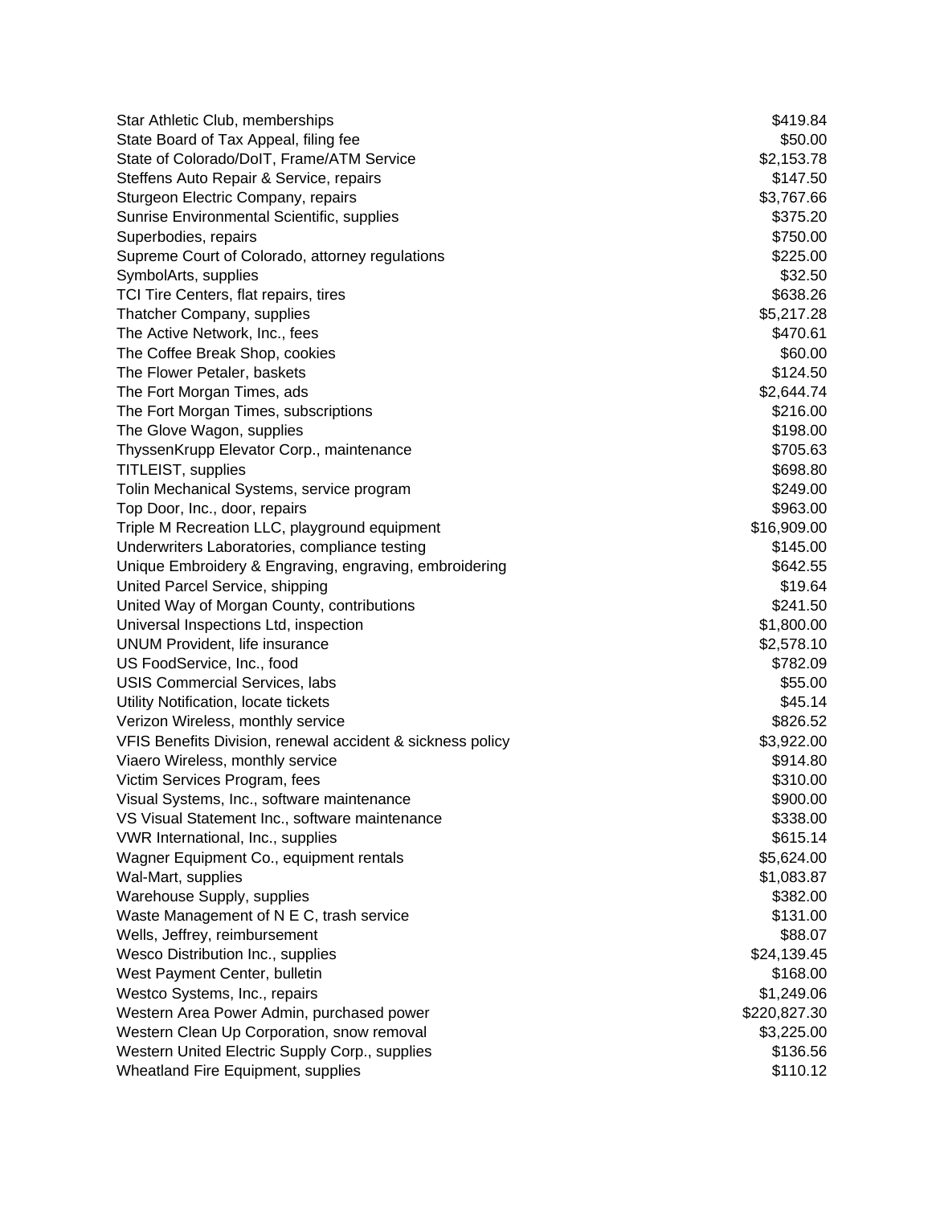| | |
|---|---|
| Star Athletic Club, memberships | $419.84 |
| State Board of Tax Appeal, filing fee | $50.00 |
| State of Colorado/DoIT, Frame/ATM Service | $2,153.78 |
| Steffens Auto Repair & Service, repairs | $147.50 |
| Sturgeon Electric Company, repairs | $3,767.66 |
| Sunrise Environmental Scientific, supplies | $375.20 |
| Superbodies, repairs | $750.00 |
| Supreme Court of Colorado, attorney regulations | $225.00 |
| SymbolArts, supplies | $32.50 |
| TCI Tire Centers, flat repairs, tires | $638.26 |
| Thatcher Company, supplies | $5,217.28 |
| The Active Network, Inc., fees | $470.61 |
| The Coffee Break Shop, cookies | $60.00 |
| The Flower Petaler, baskets | $124.50 |
| The Fort Morgan Times, ads | $2,644.74 |
| The Fort Morgan Times, subscriptions | $216.00 |
| The Glove Wagon, supplies | $198.00 |
| ThyssenKrupp Elevator Corp., maintenance | $705.63 |
| TITLEIST, supplies | $698.80 |
| Tolin Mechanical Systems, service program | $249.00 |
| Top Door, Inc., door, repairs | $963.00 |
| Triple M Recreation LLC, playground equipment | $16,909.00 |
| Underwriters Laboratories, compliance testing | $145.00 |
| Unique Embroidery & Engraving, engraving, embroidering | $642.55 |
| United Parcel Service, shipping | $19.64 |
| United Way of Morgan County, contributions | $241.50 |
| Universal Inspections Ltd, inspection | $1,800.00 |
| UNUM Provident, life insurance | $2,578.10 |
| US FoodService, Inc., food | $782.09 |
| USIS Commercial Services, labs | $55.00 |
| Utility Notification, locate tickets | $45.14 |
| Verizon Wireless, monthly service | $826.52 |
| VFIS Benefits Division, renewal accident & sickness policy | $3,922.00 |
| Viaero Wireless, monthly service | $914.80 |
| Victim Services Program, fees | $310.00 |
| Visual Systems, Inc., software maintenance | $900.00 |
| VS Visual Statement Inc., software maintenance | $338.00 |
| VWR International, Inc., supplies | $615.14 |
| Wagner Equipment Co., equipment rentals | $5,624.00 |
| Wal-Mart, supplies | $1,083.87 |
| Warehouse Supply, supplies | $382.00 |
| Waste Management of N E C, trash service | $131.00 |
| Wells, Jeffrey, reimbursement | $88.07 |
| Wesco Distribution Inc., supplies | $24,139.45 |
| West Payment Center, bulletin | $168.00 |
| Westco Systems, Inc., repairs | $1,249.06 |
| Western Area Power Admin, purchased power | $220,827.30 |
| Western Clean Up Corporation, snow removal | $3,225.00 |
| Western United Electric Supply Corp., supplies | $136.56 |
| Wheatland Fire Equipment, supplies | $110.12 |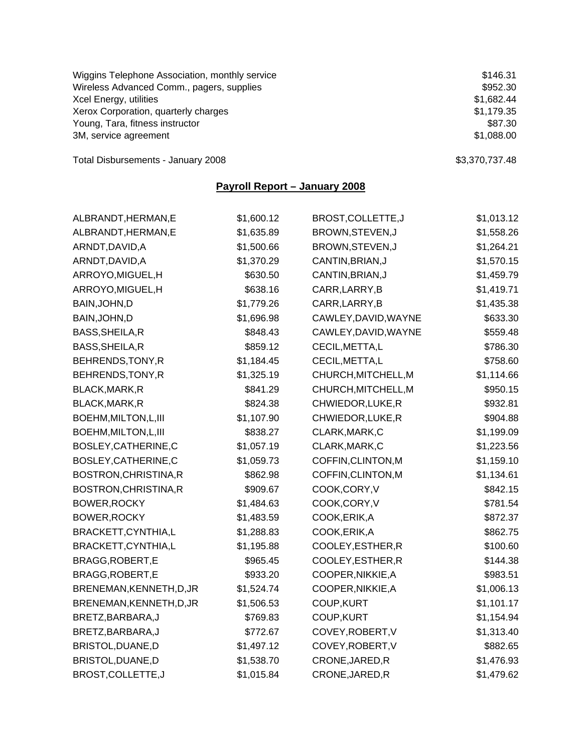| | |
|---|---|
| Wiggins Telephone Association, monthly service | $146.31 |
| Wireless Advanced Comm., pagers, supplies | $952.30 |
| Xcel Energy, utilities | $1,682.44 |
| Xerox Corporation, quarterly charges | $1,179.35 |
| Young, Tara, fitness instructor | $87.30 |
| 3M, service agreement | $1,088.00 |

Total Disbursements - January 2008 $3,370,737.48

## Payroll Report – January 2008

| | | | |
|---|---|---|---|
| ALBRANDT,HERMAN,E | $1,600.12 | BROST,COLLETTE,J | $1,013.12 |
| ALBRANDT,HERMAN,E | $1,635.89 | BROWN,STEVEN,J | $1,558.26 |
| ARNDT,DAVID,A | $1,500.66 | BROWN,STEVEN,J | $1,264.21 |
| ARNDT,DAVID,A | $1,370.29 | CANTIN,BRIAN,J | $1,570.15 |
| ARROYO,MIGUEL,H | $630.50 | CANTIN,BRIAN,J | $1,459.79 |
| ARROYO,MIGUEL,H | $638.16 | CARR,LARRY,B | $1,419.71 |
| BAIN,JOHN,D | $1,779.26 | CARR,LARRY,B | $1,435.38 |
| BAIN,JOHN,D | $1,696.98 | CAWLEY,DAVID,WAYNE | $633.30 |
| BASS,SHEILA,R | $848.43 | CAWLEY,DAVID,WAYNE | $559.48 |
| BASS,SHEILA,R | $859.12 | CECIL,METTA,L | $786.30 |
| BEHRENDS,TONY,R | $1,184.45 | CECIL,METTA,L | $758.60 |
| BEHRENDS,TONY,R | $1,325.19 | CHURCH,MITCHELL,M | $1,114.66 |
| BLACK,MARK,R | $841.29 | CHURCH,MITCHELL,M | $950.15 |
| BLACK,MARK,R | $824.38 | CHWIEDOR,LUKE,R | $932.81 |
| BOEHM,MILTON,L,III | $1,107.90 | CHWIEDOR,LUKE,R | $904.88 |
| BOEHM,MILTON,L,III | $838.27 | CLARK,MARK,C | $1,199.09 |
| BOSLEY,CATHERINE,C | $1,057.19 | CLARK,MARK,C | $1,223.56 |
| BOSLEY,CATHERINE,C | $1,059.73 | COFFIN,CLINTON,M | $1,159.10 |
| BOSTRON,CHRISTINA,R | $862.98 | COFFIN,CLINTON,M | $1,134.61 |
| BOSTRON,CHRISTINA,R | $909.67 | COOK,CORY,V | $842.15 |
| BOWER,ROCKY | $1,484.63 | COOK,CORY,V | $781.54 |
| BOWER,ROCKY | $1,483.59 | COOK,ERIK,A | $872.37 |
| BRACKETT,CYNTHIA,L | $1,288.83 | COOK,ERIK,A | $862.75 |
| BRACKETT,CYNTHIA,L | $1,195.88 | COOLEY,ESTHER,R | $100.60 |
| BRAGG,ROBERT,E | $965.45 | COOLEY,ESTHER,R | $144.38 |
| BRAGG,ROBERT,E | $933.20 | COOPER,NIKKIE,A | $983.51 |
| BRENEMAN,KENNETH,D,JR | $1,524.74 | COOPER,NIKKIE,A | $1,006.13 |
| BRENEMAN,KENNETH,D,JR | $1,506.53 | COUP,KURT | $1,101.17 |
| BRETZ,BARBARA,J | $769.83 | COUP,KURT | $1,154.94 |
| BRETZ,BARBARA,J | $772.67 | COVEY,ROBERT,V | $1,313.40 |
| BRISTOL,DUANE,D | $1,497.12 | COVEY,ROBERT,V | $882.65 |
| BRISTOL,DUANE,D | $1,538.70 | CRONE,JARED,R | $1,476.93 |
| BROST,COLLETTE,J | $1,015.84 | CRONE,JARED,R | $1,479.62 |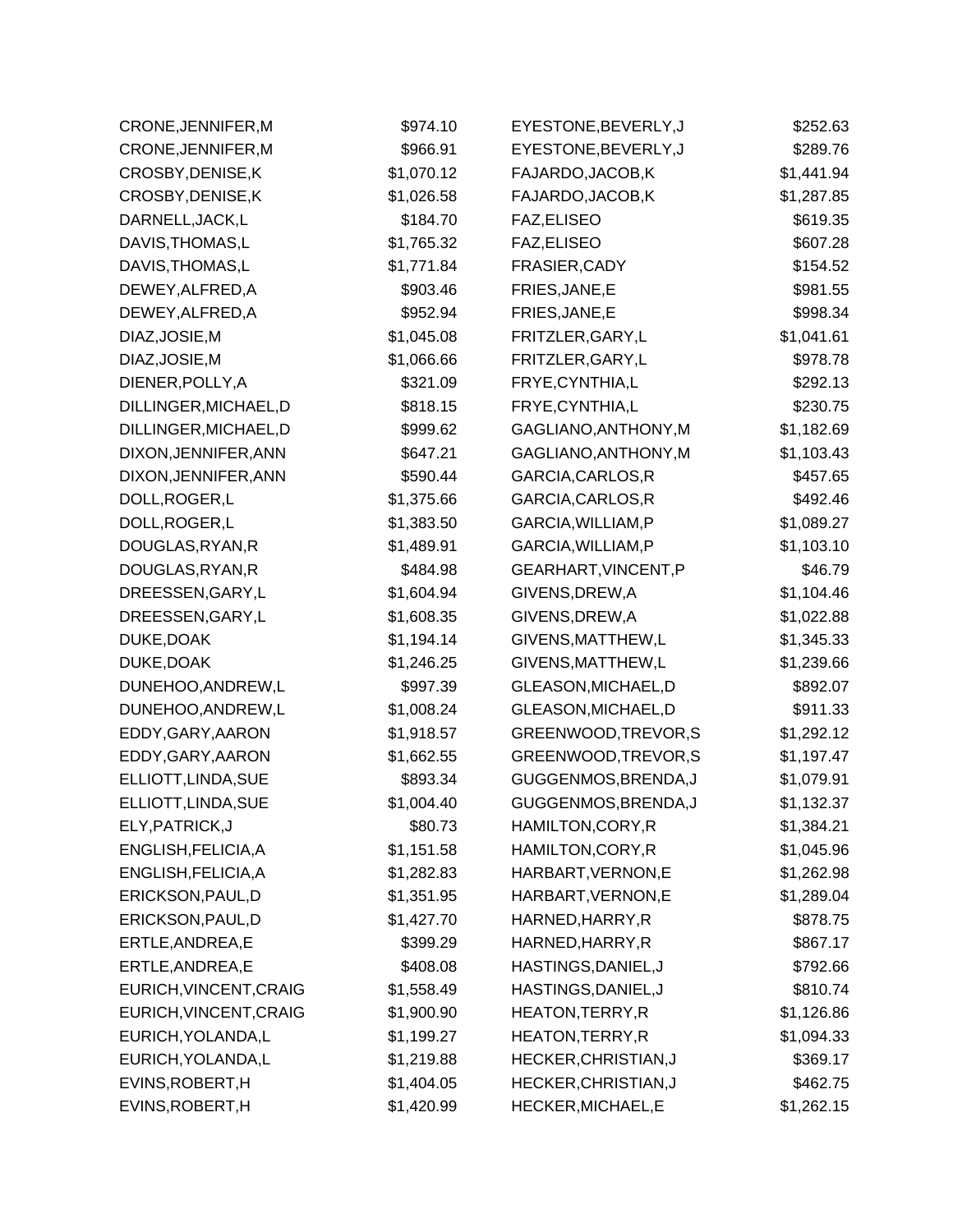| | |
|---|---|
| CRONE,JENNIFER,M | $974.10 |
| CRONE,JENNIFER,M | $966.91 |
| CROSBY,DENISE,K | $1,070.12 |
| CROSBY,DENISE,K | $1,026.58 |
| DARNELL,JACK,L | $184.70 |
| DAVIS,THOMAS,L | $1,765.32 |
| DAVIS,THOMAS,L | $1,771.84 |
| DEWEY,ALFRED,A | $903.46 |
| DEWEY,ALFRED,A | $952.94 |
| DIAZ,JOSIE,M | $1,045.08 |
| DIAZ,JOSIE,M | $1,066.66 |
| DIENER,POLLY,A | $321.09 |
| DILLINGER,MICHAEL,D | $818.15 |
| DILLINGER,MICHAEL,D | $999.62 |
| DIXON,JENNIFER,ANN | $647.21 |
| DIXON,JENNIFER,ANN | $590.44 |
| DOLL,ROGER,L | $1,375.66 |
| DOLL,ROGER,L | $1,383.50 |
| DOUGLAS,RYAN,R | $1,489.91 |
| DOUGLAS,RYAN,R | $484.98 |
| DREESSEN,GARY,L | $1,604.94 |
| DREESSEN,GARY,L | $1,608.35 |
| DUKE,DOAK | $1,194.14 |
| DUKE,DOAK | $1,246.25 |
| DUNEHOO,ANDREW,L | $997.39 |
| DUNEHOO,ANDREW,L | $1,008.24 |
| EDDY,GARY,AARON | $1,918.57 |
| EDDY,GARY,AARON | $1,662.55 |
| ELLIOTT,LINDA,SUE | $893.34 |
| ELLIOTT,LINDA,SUE | $1,004.40 |
| ELY,PATRICK,J | $80.73 |
| ENGLISH,FELICIA,A | $1,151.58 |
| ENGLISH,FELICIA,A | $1,282.83 |
| ERICKSON,PAUL,D | $1,351.95 |
| ERICKSON,PAUL,D | $1,427.70 |
| ERTLE,ANDREA,E | $399.29 |
| ERTLE,ANDREA,E | $408.08 |
| EURICH,VINCENT,CRAIG | $1,558.49 |
| EURICH,VINCENT,CRAIG | $1,900.90 |
| EURICH,YOLANDA,L | $1,199.27 |
| EURICH,YOLANDA,L | $1,219.88 |
| EVINS,ROBERT,H | $1,404.05 |
| EVINS,ROBERT,H | $1,420.99 |
| EYESTONE,BEVERLY,J | $252.63 |
| EYESTONE,BEVERLY,J | $289.76 |
| FAJARDO,JACOB,K | $1,441.94 |
| FAJARDO,JACOB,K | $1,287.85 |
| FAZ,ELISEO | $619.35 |
| FAZ,ELISEO | $607.28 |
| FRASIER,CADY | $154.52 |
| FRIES,JANE,E | $981.55 |
| FRIES,JANE,E | $998.34 |
| FRITZLER,GARY,L | $1,041.61 |
| FRITZLER,GARY,L | $978.78 |
| FRYE,CYNTHIA,L | $292.13 |
| FRYE,CYNTHIA,L | $230.75 |
| GAGLIANO,ANTHONY,M | $1,182.69 |
| GAGLIANO,ANTHONY,M | $1,103.43 |
| GARCIA,CARLOS,R | $457.65 |
| GARCIA,CARLOS,R | $492.46 |
| GARCIA,WILLIAM,P | $1,089.27 |
| GARCIA,WILLIAM,P | $1,103.10 |
| GEARHART,VINCENT,P | $46.79 |
| GIVENS,DREW,A | $1,104.46 |
| GIVENS,DREW,A | $1,022.88 |
| GIVENS,MATTHEW,L | $1,345.33 |
| GIVENS,MATTHEW,L | $1,239.66 |
| GLEASON,MICHAEL,D | $892.07 |
| GLEASON,MICHAEL,D | $911.33 |
| GREENWOOD,TREVOR,S | $1,292.12 |
| GREENWOOD,TREVOR,S | $1,197.47 |
| GUGGENMOS,BRENDA,J | $1,079.91 |
| GUGGENMOS,BRENDA,J | $1,132.37 |
| HAMILTON,CORY,R | $1,384.21 |
| HAMILTON,CORY,R | $1,045.96 |
| HARBART,VERNON,E | $1,262.98 |
| HARBART,VERNON,E | $1,289.04 |
| HARNED,HARRY,R | $878.75 |
| HARNED,HARRY,R | $867.17 |
| HASTINGS,DANIEL,J | $792.66 |
| HASTINGS,DANIEL,J | $810.74 |
| HEATON,TERRY,R | $1,126.86 |
| HEATON,TERRY,R | $1,094.33 |
| HECKER,CHRISTIAN,J | $369.17 |
| HECKER,CHRISTIAN,J | $462.75 |
| HECKER,MICHAEL,E | $1,262.15 |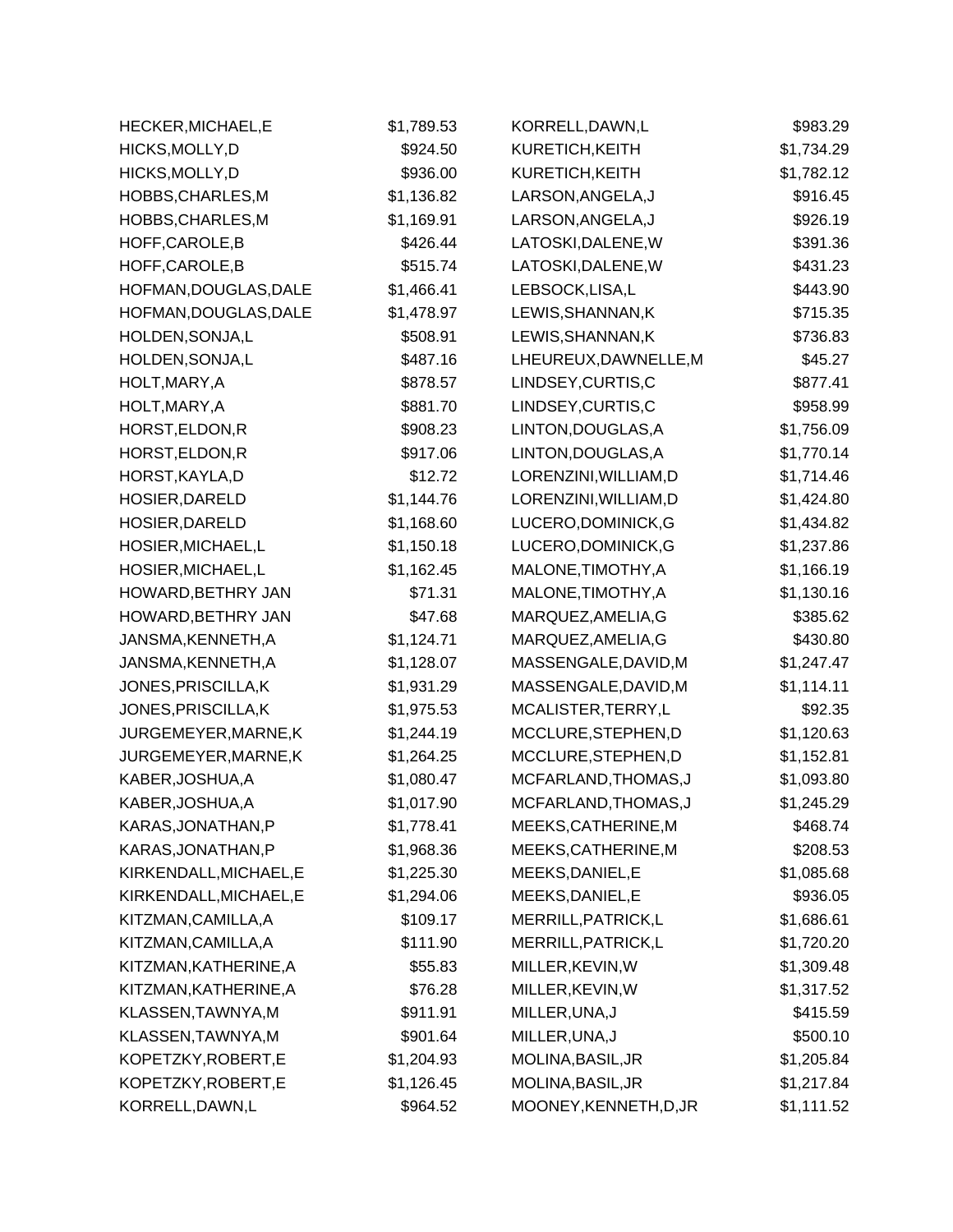| | | | |
|---|---|---|---|
| HECKER,MICHAEL,E | $1,789.53 | KORRELL,DAWN,L | $983.29 |
| HICKS,MOLLY,D | $924.50 | KURETICH,KEITH | $1,734.29 |
| HICKS,MOLLY,D | $936.00 | KURETICH,KEITH | $1,782.12 |
| HOBBS,CHARLES,M | $1,136.82 | LARSON,ANGELA,J | $916.45 |
| HOBBS,CHARLES,M | $1,169.91 | LARSON,ANGELA,J | $926.19 |
| HOFF,CAROLE,B | $426.44 | LATOSKI,DALENE,W | $391.36 |
| HOFF,CAROLE,B | $515.74 | LATOSKI,DALENE,W | $431.23 |
| HOFMAN,DOUGLAS,DALE | $1,466.41 | LEBSOCK,LISA,L | $443.90 |
| HOFMAN,DOUGLAS,DALE | $1,478.97 | LEWIS,SHANNAN,K | $715.35 |
| HOLDEN,SONJA,L | $508.91 | LEWIS,SHANNAN,K | $736.83 |
| HOLDEN,SONJA,L | $487.16 | LHEUREUX,DAWNELLE,M | $45.27 |
| HOLT,MARY,A | $878.57 | LINDSEY,CURTIS,C | $877.41 |
| HOLT,MARY,A | $881.70 | LINDSEY,CURTIS,C | $958.99 |
| HORST,ELDON,R | $908.23 | LINTON,DOUGLAS,A | $1,756.09 |
| HORST,ELDON,R | $917.06 | LINTON,DOUGLAS,A | $1,770.14 |
| HORST,KAYLA,D | $12.72 | LORENZINI,WILLIAM,D | $1,714.46 |
| HOSIER,DARELD | $1,144.76 | LORENZINI,WILLIAM,D | $1,424.80 |
| HOSIER,DARELD | $1,168.60 | LUCERO,DOMINICK,G | $1,434.82 |
| HOSIER,MICHAEL,L | $1,150.18 | LUCERO,DOMINICK,G | $1,237.86 |
| HOSIER,MICHAEL,L | $1,162.45 | MALONE,TIMOTHY,A | $1,166.19 |
| HOWARD,BETHRY JAN | $71.31 | MALONE,TIMOTHY,A | $1,130.16 |
| HOWARD,BETHRY JAN | $47.68 | MARQUEZ,AMELIA,G | $385.62 |
| JANSMA,KENNETH,A | $1,124.71 | MARQUEZ,AMELIA,G | $430.80 |
| JANSMA,KENNETH,A | $1,128.07 | MASSENGALE,DAVID,M | $1,247.47 |
| JONES,PRISCILLA,K | $1,931.29 | MASSENGALE,DAVID,M | $1,114.11 |
| JONES,PRISCILLA,K | $1,975.53 | MCALISTER,TERRY,L | $92.35 |
| JURGEMEYER,MARNE,K | $1,244.19 | MCCLURE,STEPHEN,D | $1,120.63 |
| JURGEMEYER,MARNE,K | $1,264.25 | MCCLURE,STEPHEN,D | $1,152.81 |
| KABER,JOSHUA,A | $1,080.47 | MCFARLAND,THOMAS,J | $1,093.80 |
| KABER,JOSHUA,A | $1,017.90 | MCFARLAND,THOMAS,J | $1,245.29 |
| KARAS,JONATHAN,P | $1,778.41 | MEEKS,CATHERINE,M | $468.74 |
| KARAS,JONATHAN,P | $1,968.36 | MEEKS,CATHERINE,M | $208.53 |
| KIRKENDALL,MICHAEL,E | $1,225.30 | MEEKS,DANIEL,E | $1,085.68 |
| KIRKENDALL,MICHAEL,E | $1,294.06 | MEEKS,DANIEL,E | $936.05 |
| KITZMAN,CAMILLA,A | $109.17 | MERRILL,PATRICK,L | $1,686.61 |
| KITZMAN,CAMILLA,A | $111.90 | MERRILL,PATRICK,L | $1,720.20 |
| KITZMAN,KATHERINE,A | $55.83 | MILLER,KEVIN,W | $1,309.48 |
| KITZMAN,KATHERINE,A | $76.28 | MILLER,KEVIN,W | $1,317.52 |
| KLASSEN,TAWNYA,M | $911.91 | MILLER,UNA,J | $415.59 |
| KLASSEN,TAWNYA,M | $901.64 | MILLER,UNA,J | $500.10 |
| KOPETZKY,ROBERT,E | $1,204.93 | MOLINA,BASIL,JR | $1,205.84 |
| KOPETZKY,ROBERT,E | $1,126.45 | MOLINA,BASIL,JR | $1,217.84 |
| KORRELL,DAWN,L | $964.52 | MOONEY,KENNETH,D,JR | $1,111.52 |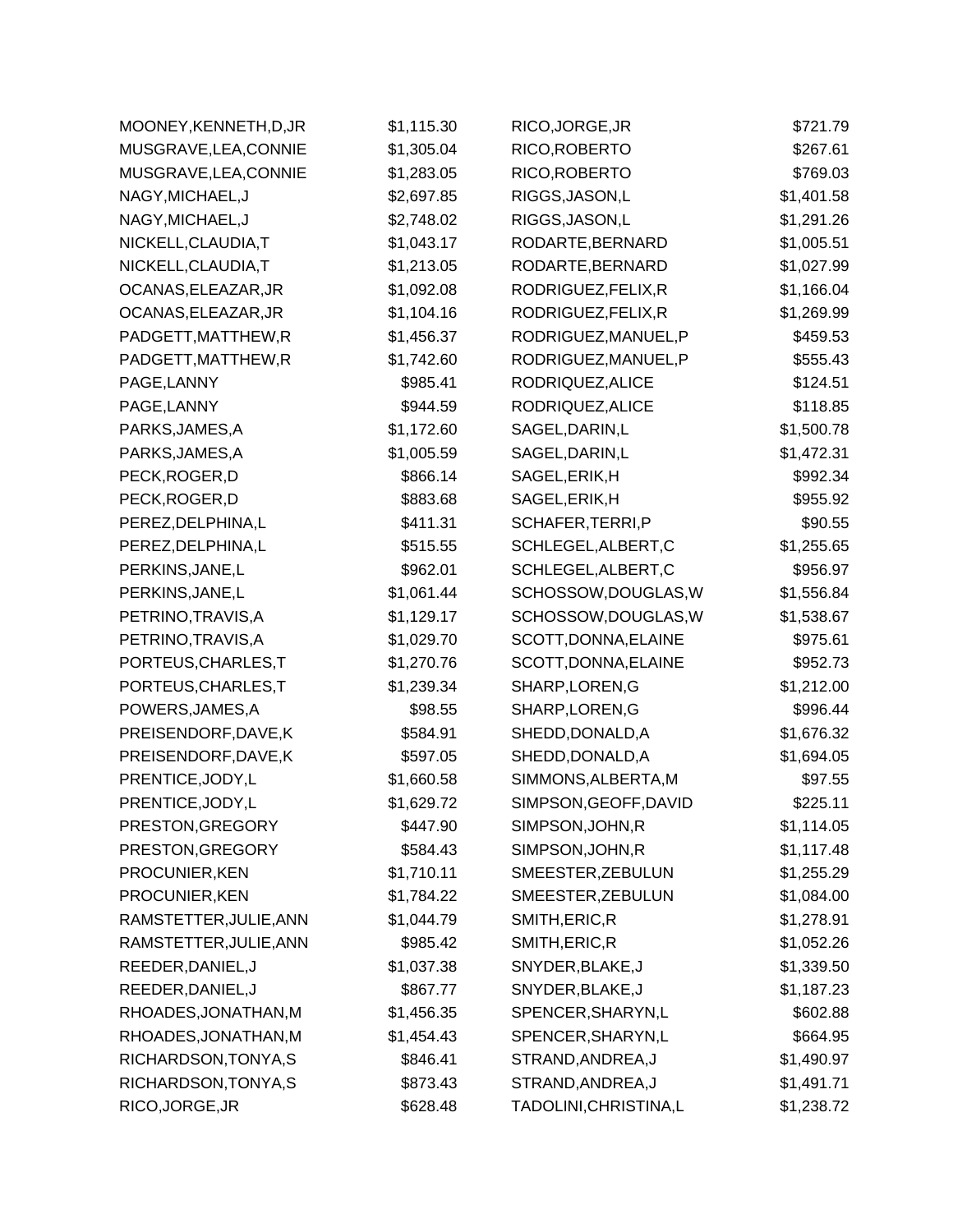| | |
|---|---|
| MOONEY,KENNETH,D,JR | $1,115.30 |
| MUSGRAVE,LEA,CONNIE | $1,305.04 |
| MUSGRAVE,LEA,CONNIE | $1,283.05 |
| NAGY,MICHAEL,J | $2,697.85 |
| NAGY,MICHAEL,J | $2,748.02 |
| NICKELL,CLAUDIA,T | $1,043.17 |
| NICKELL,CLAUDIA,T | $1,213.05 |
| OCANAS,ELEAZAR,JR | $1,092.08 |
| OCANAS,ELEAZAR,JR | $1,104.16 |
| PADGETT,MATTHEW,R | $1,456.37 |
| PADGETT,MATTHEW,R | $1,742.60 |
| PAGE,LANNY | $985.41 |
| PAGE,LANNY | $944.59 |
| PARKS,JAMES,A | $1,172.60 |
| PARKS,JAMES,A | $1,005.59 |
| PECK,ROGER,D | $866.14 |
| PECK,ROGER,D | $883.68 |
| PEREZ,DELPHINA,L | $411.31 |
| PEREZ,DELPHINA,L | $515.55 |
| PERKINS,JANE,L | $962.01 |
| PERKINS,JANE,L | $1,061.44 |
| PETRINO,TRAVIS,A | $1,129.17 |
| PETRINO,TRAVIS,A | $1,029.70 |
| PORTEUS,CHARLES,T | $1,270.76 |
| PORTEUS,CHARLES,T | $1,239.34 |
| POWERS,JAMES,A | $98.55 |
| PREISENDORF,DAVE,K | $584.91 |
| PREISENDORF,DAVE,K | $597.05 |
| PRENTICE,JODY,L | $1,660.58 |
| PRENTICE,JODY,L | $1,629.72 |
| PRESTON,GREGORY | $447.90 |
| PRESTON,GREGORY | $584.43 |
| PROCUNIER,KEN | $1,710.11 |
| PROCUNIER,KEN | $1,784.22 |
| RAMSTETTER,JULIE,ANN | $1,044.79 |
| RAMSTETTER,JULIE,ANN | $985.42 |
| REEDER,DANIEL,J | $1,037.38 |
| REEDER,DANIEL,J | $867.77 |
| RHOADES,JONATHAN,M | $1,456.35 |
| RHOADES,JONATHAN,M | $1,454.43 |
| RICHARDSON,TONYA,S | $846.41 |
| RICHARDSON,TONYA,S | $873.43 |
| RICO,JORGE,JR | $628.48 |
| RICO,JORGE,JR | $721.79 |
| RICO,ROBERTO | $267.61 |
| RICO,ROBERTO | $769.03 |
| RIGGS,JASON,L | $1,401.58 |
| RIGGS,JASON,L | $1,291.26 |
| RODARTE,BERNARD | $1,005.51 |
| RODARTE,BERNARD | $1,027.99 |
| RODRIGUEZ,FELIX,R | $1,166.04 |
| RODRIGUEZ,FELIX,R | $1,269.99 |
| RODRIGUEZ,MANUEL,P | $459.53 |
| RODRIGUEZ,MANUEL,P | $555.43 |
| RODRIQUEZ,ALICE | $124.51 |
| RODRIQUEZ,ALICE | $118.85 |
| SAGEL,DARIN,L | $1,500.78 |
| SAGEL,DARIN,L | $1,472.31 |
| SAGEL,ERIK,H | $992.34 |
| SAGEL,ERIK,H | $955.92 |
| SCHAFER,TERRI,P | $90.55 |
| SCHLEGEL,ALBERT,C | $1,255.65 |
| SCHLEGEL,ALBERT,C | $956.97 |
| SCHOSSOW,DOUGLAS,W | $1,556.84 |
| SCHOSSOW,DOUGLAS,W | $1,538.67 |
| SCOTT,DONNA,ELAINE | $975.61 |
| SCOTT,DONNA,ELAINE | $952.73 |
| SHARP,LOREN,G | $1,212.00 |
| SHARP,LOREN,G | $996.44 |
| SHEDD,DONALD,A | $1,676.32 |
| SHEDD,DONALD,A | $1,694.05 |
| SIMMONS,ALBERTA,M | $97.55 |
| SIMPSON,GEOFF,DAVID | $225.11 |
| SIMPSON,JOHN,R | $1,114.05 |
| SIMPSON,JOHN,R | $1,117.48 |
| SMEESTER,ZEBULUN | $1,255.29 |
| SMEESTER,ZEBULUN | $1,084.00 |
| SMITH,ERIC,R | $1,278.91 |
| SMITH,ERIC,R | $1,052.26 |
| SNYDER,BLAKE,J | $1,339.50 |
| SNYDER,BLAKE,J | $1,187.23 |
| SPENCER,SHARYN,L | $602.88 |
| SPENCER,SHARYN,L | $664.95 |
| STRAND,ANDREA,J | $1,490.97 |
| STRAND,ANDREA,J | $1,491.71 |
| TADOLINI,CHRISTINA,L | $1,238.72 |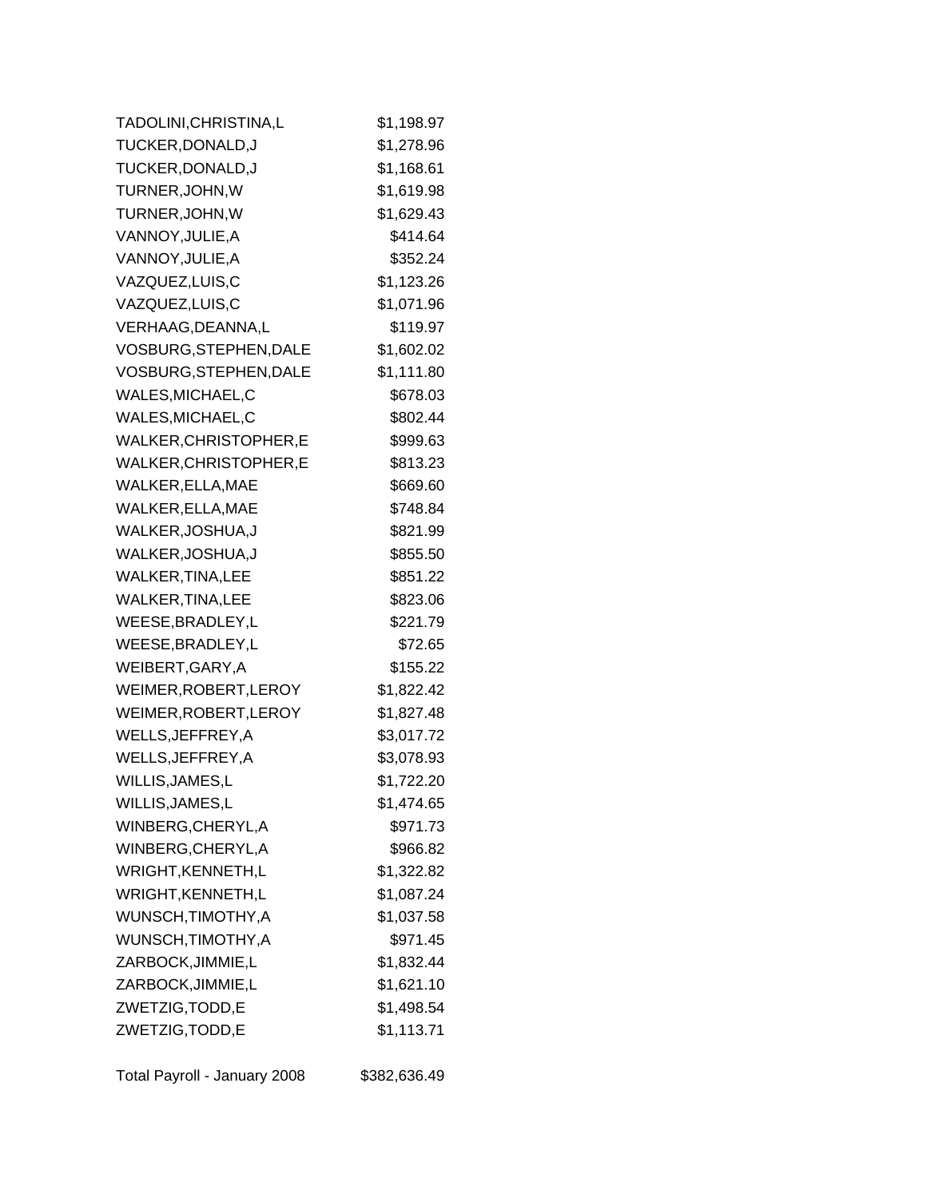| | |
|---|---|
| TADOLINI,CHRISTINA,L | $1,198.97 |
| TUCKER,DONALD,J | $1,278.96 |
| TUCKER,DONALD,J | $1,168.61 |
| TURNER,JOHN,W | $1,619.98 |
| TURNER,JOHN,W | $1,629.43 |
| VANNOY,JULIE,A | $414.64 |
| VANNOY,JULIE,A | $352.24 |
| VAZQUEZ,LUIS,C | $1,123.26 |
| VAZQUEZ,LUIS,C | $1,071.96 |
| VERHAAG,DEANNA,L | $119.97 |
| VOSBURG,STEPHEN,DALE | $1,602.02 |
| VOSBURG,STEPHEN,DALE | $1,111.80 |
| WALES,MICHAEL,C | $678.03 |
| WALES,MICHAEL,C | $802.44 |
| WALKER,CHRISTOPHER,E | $999.63 |
| WALKER,CHRISTOPHER,E | $813.23 |
| WALKER,ELLA,MAE | $669.60 |
| WALKER,ELLA,MAE | $748.84 |
| WALKER,JOSHUA,J | $821.99 |
| WALKER,JOSHUA,J | $855.50 |
| WALKER,TINA,LEE | $851.22 |
| WALKER,TINA,LEE | $823.06 |
| WEESE,BRADLEY,L | $221.79 |
| WEESE,BRADLEY,L | $72.65 |
| WEIBERT,GARY,A | $155.22 |
| WEIMER,ROBERT,LEROY | $1,822.42 |
| WEIMER,ROBERT,LEROY | $1,827.48 |
| WELLS,JEFFREY,A | $3,017.72 |
| WELLS,JEFFREY,A | $3,078.93 |
| WILLIS,JAMES,L | $1,722.20 |
| WILLIS,JAMES,L | $1,474.65 |
| WINBERG,CHERYL,A | $971.73 |
| WINBERG,CHERYL,A | $966.82 |
| WRIGHT,KENNETH,L | $1,322.82 |
| WRIGHT,KENNETH,L | $1,087.24 |
| WUNSCH,TIMOTHY,A | $1,037.58 |
| WUNSCH,TIMOTHY,A | $971.45 |
| ZARBOCK,JIMMIE,L | $1,832.44 |
| ZARBOCK,JIMMIE,L | $1,621.10 |
| ZWETZIG,TODD,E | $1,498.54 |
| ZWETZIG,TODD,E | $1,113.71 |
| | |
| Total Payroll - January 2008 | $382,636.49 |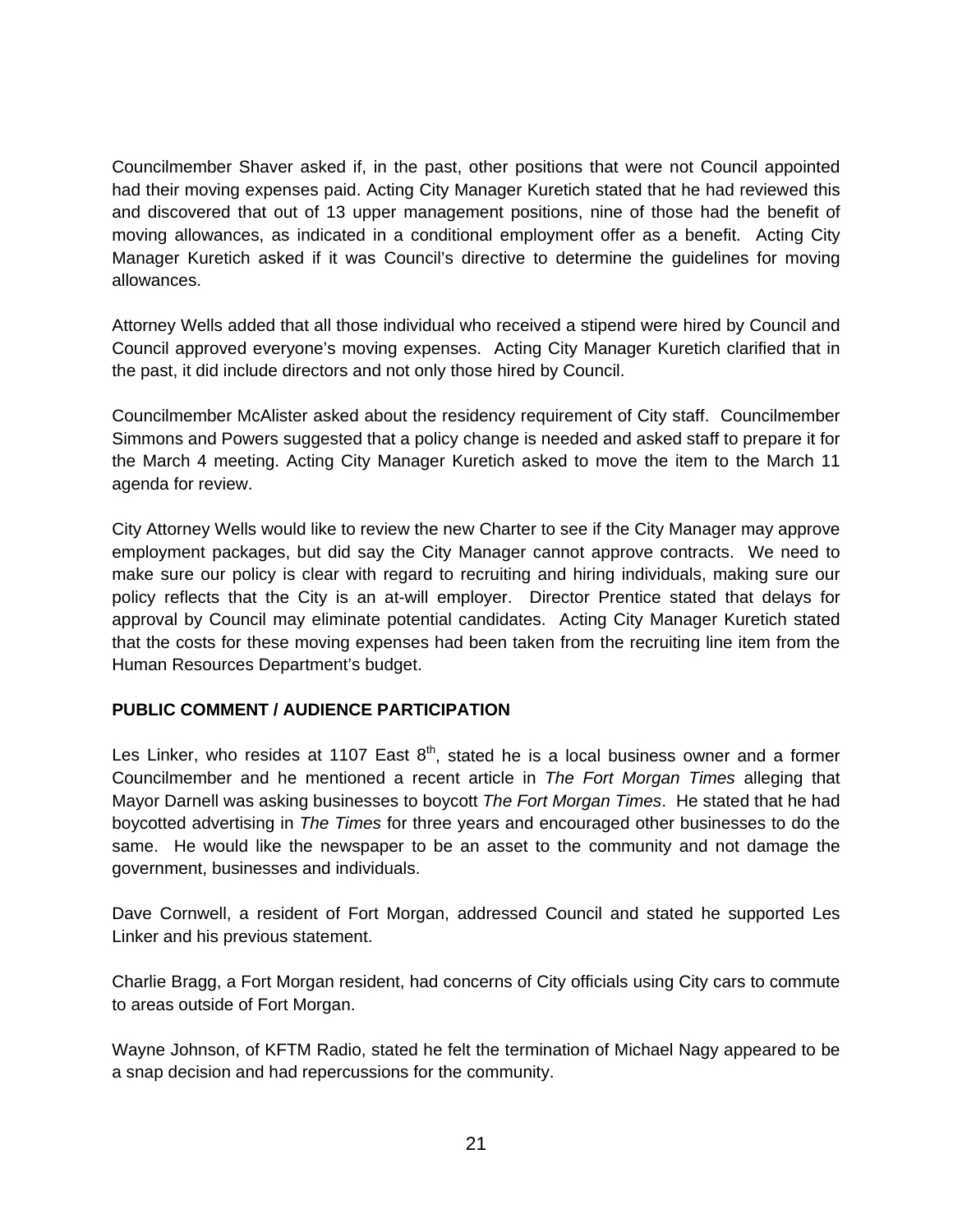Councilmember Shaver asked if, in the past, other positions that were not Council appointed had their moving expenses paid. Acting City Manager Kuretich stated that he had reviewed this and discovered that out of 13 upper management positions, nine of those had the benefit of moving allowances, as indicated in a conditional employment offer as a benefit. Acting City Manager Kuretich asked if it was Council's directive to determine the guidelines for moving allowances.

Attorney Wells added that all those individual who received a stipend were hired by Council and Council approved everyone's moving expenses. Acting City Manager Kuretich clarified that in the past, it did include directors and not only those hired by Council.

Councilmember McAlister asked about the residency requirement of City staff. Councilmember Simmons and Powers suggested that a policy change is needed and asked staff to prepare it for the March 4 meeting. Acting City Manager Kuretich asked to move the item to the March 11 agenda for review.

City Attorney Wells would like to review the new Charter to see if the City Manager may approve employment packages, but did say the City Manager cannot approve contracts. We need to make sure our policy is clear with regard to recruiting and hiring individuals, making sure our policy reflects that the City is an at-will employer. Director Prentice stated that delays for approval by Council may eliminate potential candidates. Acting City Manager Kuretich stated that the costs for these moving expenses had been taken from the recruiting line item from the Human Resources Department's budget.

**PUBLIC COMMENT / AUDIENCE PARTICIPATION**

Les Linker, who resides at 1107 East 8th, stated he is a local business owner and a former Councilmember and he mentioned a recent article in *The Fort Morgan Times* alleging that Mayor Darnell was asking businesses to boycott *The Fort Morgan Times*. He stated that he had boycotted advertising in *The Times* for three years and encouraged other businesses to do the same. He would like the newspaper to be an asset to the community and not damage the government, businesses and individuals.

Dave Cornwell, a resident of Fort Morgan, addressed Council and stated he supported Les Linker and his previous statement.

Charlie Bragg, a Fort Morgan resident, had concerns of City officials using City cars to commute to areas outside of Fort Morgan.

Wayne Johnson, of KFTM Radio, stated he felt the termination of Michael Nagy appeared to be a snap decision and had repercussions for the community.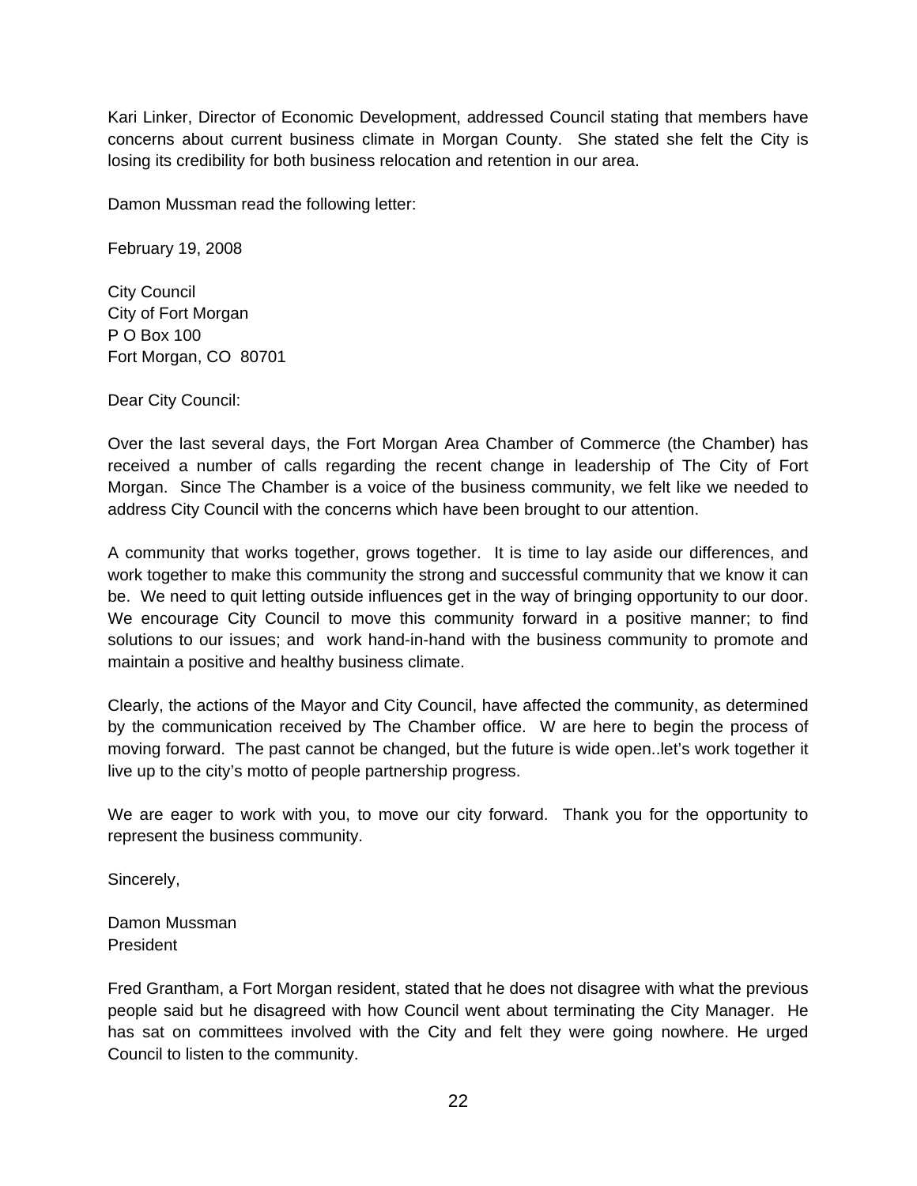Kari Linker, Director of Economic Development, addressed Council stating that members have concerns about current business climate in Morgan County. She stated she felt the City is losing its credibility for both business relocation and retention in our area.

Damon Mussman read the following letter:

February 19, 2008

City Council
City of Fort Morgan
P O Box 100
Fort Morgan, CO 80701

Dear City Council:

Over the last several days, the Fort Morgan Area Chamber of Commerce (the Chamber) has received a number of calls regarding the recent change in leadership of The City of Fort Morgan. Since The Chamber is a voice of the business community, we felt like we needed to address City Council with the concerns which have been brought to our attention.

A community that works together, grows together. It is time to lay aside our differences, and work together to make this community the strong and successful community that we know it can be. We need to quit letting outside influences get in the way of bringing opportunity to our door. We encourage City Council to move this community forward in a positive manner; to find solutions to our issues; and work hand-in-hand with the business community to promote and maintain a positive and healthy business climate.

Clearly, the actions of the Mayor and City Council, have affected the community, as determined by the communication received by The Chamber office. W are here to begin the process of moving forward. The past cannot be changed, but the future is wide open..let's work together it live up to the city's motto of people partnership progress.

We are eager to work with you, to move our city forward. Thank you for the opportunity to represent the business community.

Sincerely,

Damon Mussman
President

Fred Grantham, a Fort Morgan resident, stated that he does not disagree with what the previous people said but he disagreed with how Council went about terminating the City Manager. He has sat on committees involved with the City and felt they were going nowhere. He urged Council to listen to the community.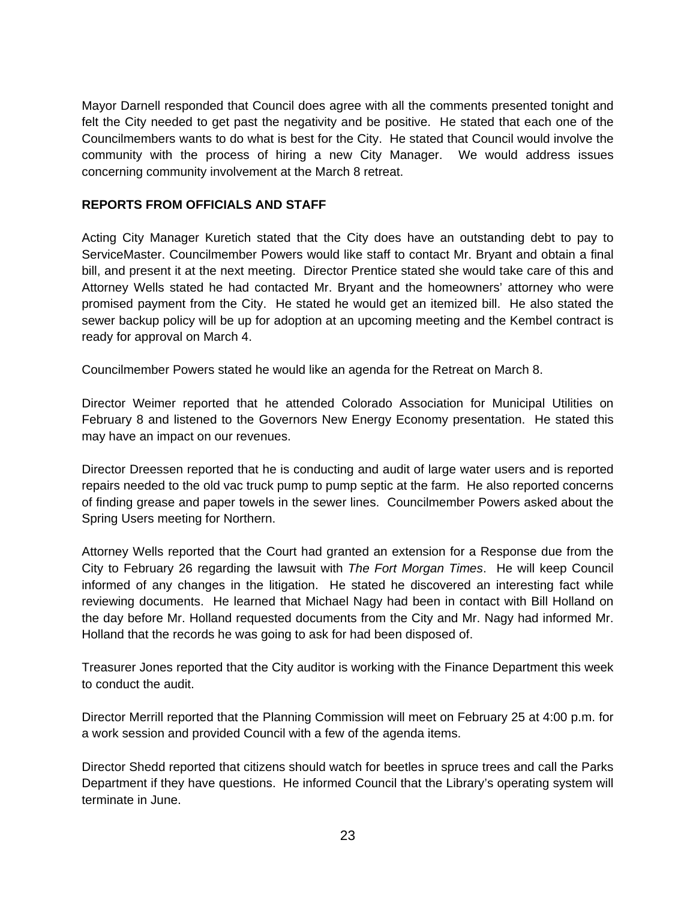Mayor Darnell responded that Council does agree with all the comments presented tonight and felt the City needed to get past the negativity and be positive. He stated that each one of the Councilmembers wants to do what is best for the City. He stated that Council would involve the community with the process of hiring a new City Manager. We would address issues concerning community involvement at the March 8 retreat.

**REPORTS FROM OFFICIALS AND STAFF**

Acting City Manager Kuretich stated that the City does have an outstanding debt to pay to ServiceMaster. Councilmember Powers would like staff to contact Mr. Bryant and obtain a final bill, and present it at the next meeting. Director Prentice stated she would take care of this and Attorney Wells stated he had contacted Mr. Bryant and the homeowners' attorney who were promised payment from the City. He stated he would get an itemized bill. He also stated the sewer backup policy will be up for adoption at an upcoming meeting and the Kembel contract is ready for approval on March 4.

Councilmember Powers stated he would like an agenda for the Retreat on March 8.

Director Weimer reported that he attended Colorado Association for Municipal Utilities on February 8 and listened to the Governors New Energy Economy presentation. He stated this may have an impact on our revenues.

Director Dreessen reported that he is conducting and audit of large water users and is reported repairs needed to the old vac truck pump to pump septic at the farm. He also reported concerns of finding grease and paper towels in the sewer lines. Councilmember Powers asked about the Spring Users meeting for Northern.

Attorney Wells reported that the Court had granted an extension for a Response due from the City to February 26 regarding the lawsuit with *The Fort Morgan Times*. He will keep Council informed of any changes in the litigation. He stated he discovered an interesting fact while reviewing documents. He learned that Michael Nagy had been in contact with Bill Holland on the day before Mr. Holland requested documents from the City and Mr. Nagy had informed Mr. Holland that the records he was going to ask for had been disposed of.

Treasurer Jones reported that the City auditor is working with the Finance Department this week to conduct the audit.

Director Merrill reported that the Planning Commission will meet on February 25 at 4:00 p.m. for a work session and provided Council with a few of the agenda items.

Director Shedd reported that citizens should watch for beetles in spruce trees and call the Parks Department if they have questions. He informed Council that the Library's operating system will terminate in June.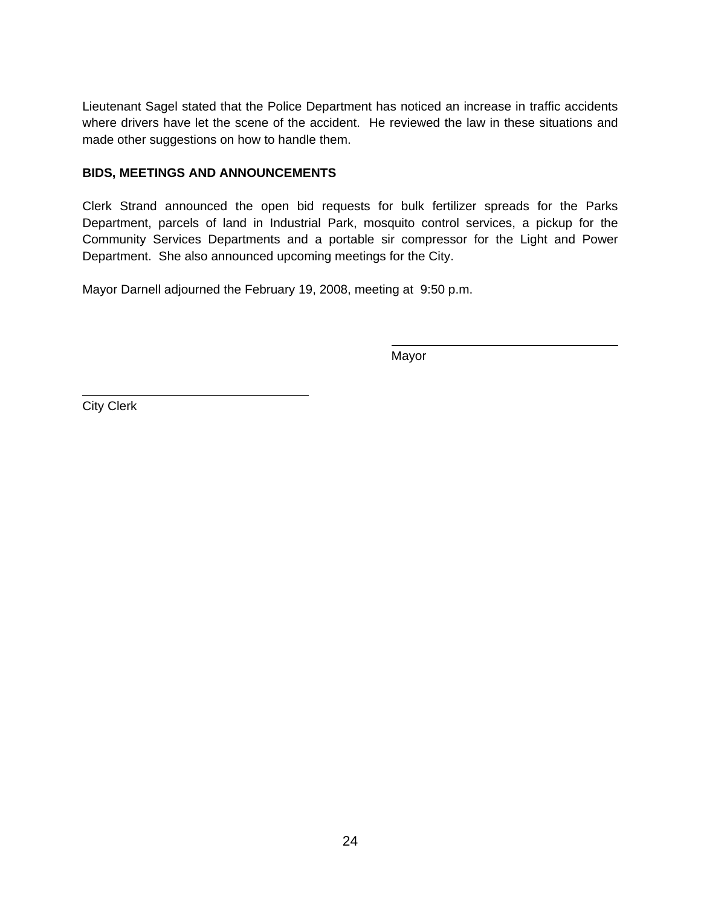Lieutenant Sagel stated that the Police Department has noticed an increase in traffic accidents where drivers have let the scene of the accident. He reviewed the law in these situations and made other suggestions on how to handle them.

**BIDS, MEETINGS AND ANNOUNCEMENTS**

Clerk Strand announced the open bid requests for bulk fertilizer spreads for the Parks Department, parcels of land in Industrial Park, mosquito control services, a pickup for the Community Services Departments and a portable sir compressor for the Light and Power Department. She also announced upcoming meetings for the City.

Mayor Darnell adjourned the February 19, 2008, meeting at 9:50 p.m.

\_\_\_\_\_\_\_\_\_\_\_\_\_\_\_\_\_\_\_\_\_\_\_\_\_\_\_\_\_\_
Mayor

\_\_\_\_\_\_\_\_\_\_\_\_\_\_\_\_\_\_\_\_\_\_\_\_\_\_\_\_\_\_
City Clerk